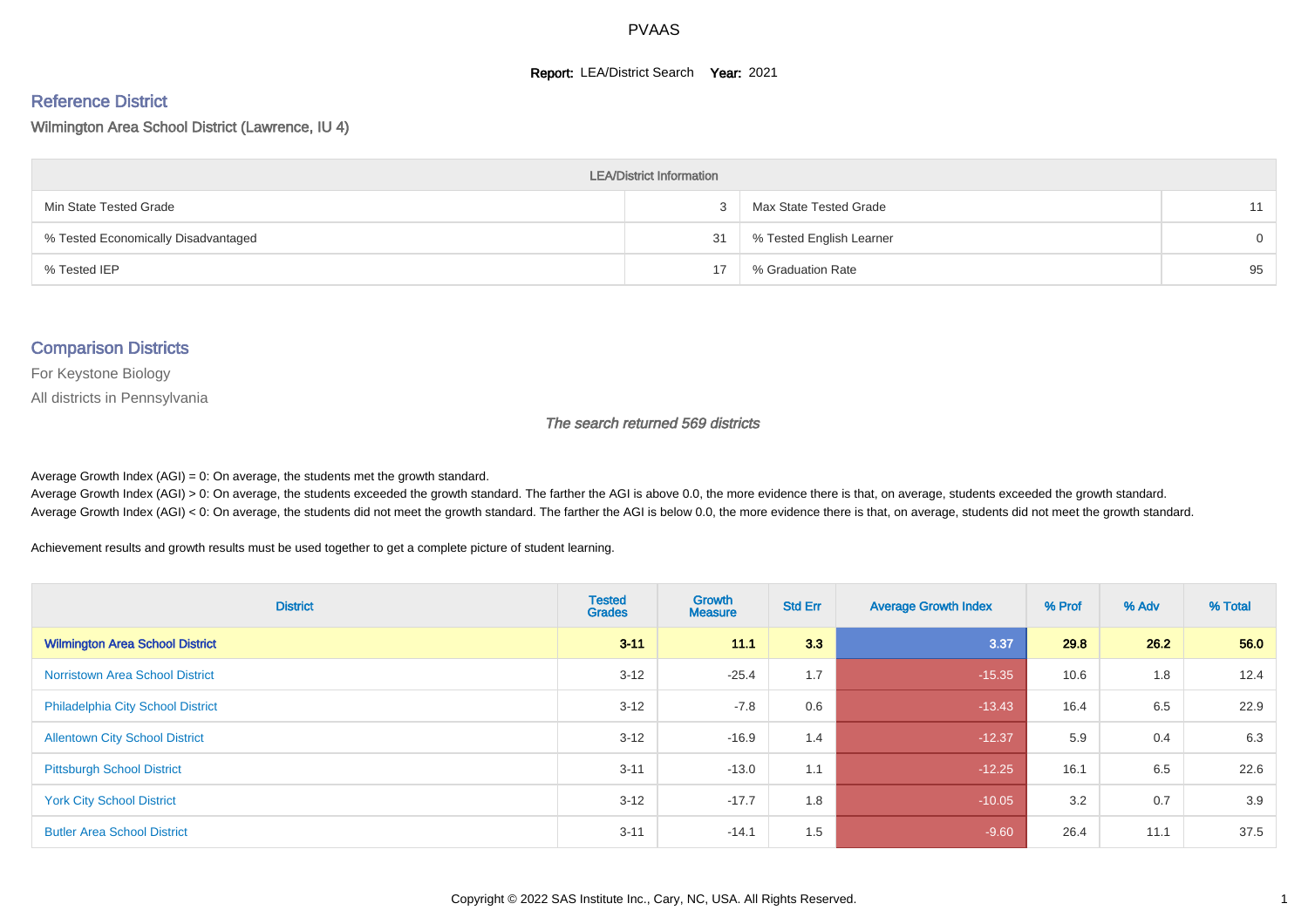PVAAS

**Report:** LEA/District Search **Year:** 2021

## Reference District

Wilmington Area School District (Lawrence, IU 4)

| LEA/District Information | | | |
|---|---|---|---|
| Min State Tested Grade | 3 | Max State Tested Grade | 11 |
| % Tested Economically Disadvantaged | 31 | % Tested English Learner | 0 |
| % Tested IEP | 17 | % Graduation Rate | 95 |

## Comparison Districts

For Keystone Biology

All districts in Pennsylvania

*The search returned 569 districts*

Average Growth Index (AGI) = 0: On average, the students met the growth standard.

Average Growth Index (AGI) > 0: On average, the students exceeded the growth standard. The farther the AGI is above 0.0, the more evidence there is that, on average, students exceeded the growth standard.

Average Growth Index (AGI) < 0: On average, the students did not meet the growth standard. The farther the AGI is below 0.0, the more evidence there is that, on average, students did not meet the growth standard.

Achievement results and growth results must be used together to get a complete picture of student learning.

| District | Tested Grades | Growth Measure | Std Err | Average Growth Index | % Prof | % Adv | % Total |
|---|---|---|---|---|---|---|---|
| **Wilmington Area School District** | **3-11** | **11.1** | **3.3** | **3.37** | **29.8** | **26.2** | **56.0** |
| Norristown Area School District | 3-12 | -25.4 | 1.7 | -15.35 | 10.6 | 1.8 | 12.4 |
| Philadelphia City School District | 3-12 | -7.8 | 0.6 | -13.43 | 16.4 | 6.5 | 22.9 |
| Allentown City School District | 3-12 | -16.9 | 1.4 | -12.37 | 5.9 | 0.4 | 6.3 |
| Pittsburgh School District | 3-11 | -13.0 | 1.1 | -12.25 | 16.1 | 6.5 | 22.6 |
| York City School District | 3-12 | -17.7 | 1.8 | -10.05 | 3.2 | 0.7 | 3.9 |
| Butler Area School District | 3-11 | -14.1 | 1.5 | -9.60 | 26.4 | 11.1 | 37.5 |

Copyright © 2022 SAS Institute Inc., Cary, NC, USA. All Rights Reserved.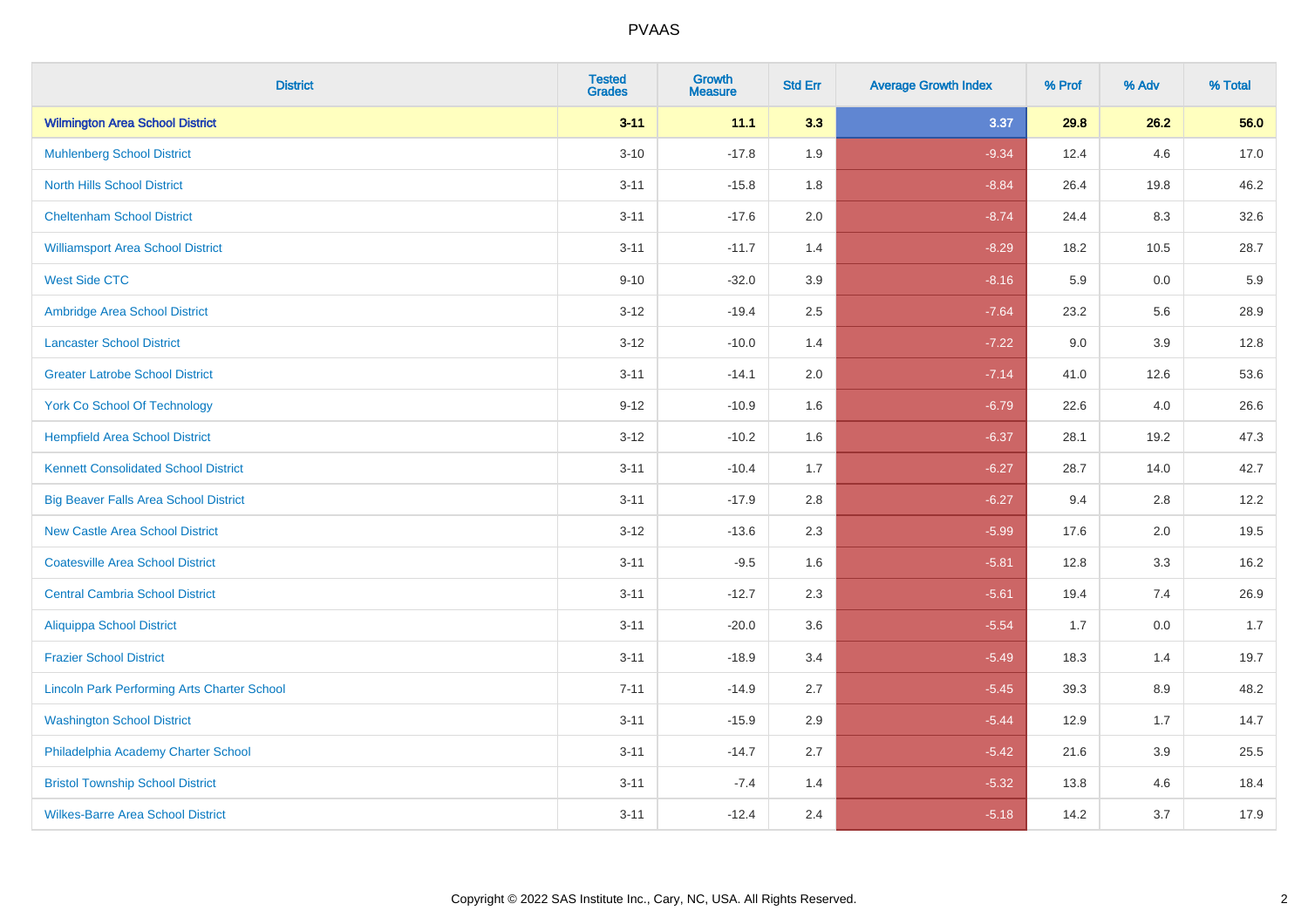PVAAS

| District | Tested Grades | Growth Measure | Std Err | Average Growth Index | % Prof | % Adv | % Total |
|---|---|---|---|---|---|---|---|
| **Wilmington Area School District** | **3-11** | **11.1** | **3.3** | **3.37** | **29.8** | **26.2** | **56.0** |
| Muhlenberg School District | 3-10 | -17.8 | 1.9 | -9.34 | 12.4 | 4.6 | 17.0 |
| North Hills School District | 3-11 | -15.8 | 1.8 | -8.84 | 26.4 | 19.8 | 46.2 |
| Cheltenham School District | 3-11 | -17.6 | 2.0 | -8.74 | 24.4 | 8.3 | 32.6 |
| Williamsport Area School District | 3-11 | -11.7 | 1.4 | -8.29 | 18.2 | 10.5 | 28.7 |
| West Side CTC | 9-10 | -32.0 | 3.9 | -8.16 | 5.9 | 0.0 | 5.9 |
| Ambridge Area School District | 3-12 | -19.4 | 2.5 | -7.64 | 23.2 | 5.6 | 28.9 |
| Lancaster School District | 3-12 | -10.0 | 1.4 | -7.22 | 9.0 | 3.9 | 12.8 |
| Greater Latrobe School District | 3-11 | -14.1 | 2.0 | -7.14 | 41.0 | 12.6 | 53.6 |
| York Co School Of Technology | 9-12 | -10.9 | 1.6 | -6.79 | 22.6 | 4.0 | 26.6 |
| Hempfield Area School District | 3-12 | -10.2 | 1.6 | -6.37 | 28.1 | 19.2 | 47.3 |
| Kennett Consolidated School District | 3-11 | -10.4 | 1.7 | -6.27 | 28.7 | 14.0 | 42.7 |
| Big Beaver Falls Area School District | 3-11 | -17.9 | 2.8 | -6.27 | 9.4 | 2.8 | 12.2 |
| New Castle Area School District | 3-12 | -13.6 | 2.3 | -5.99 | 17.6 | 2.0 | 19.5 |
| Coatesville Area School District | 3-11 | -9.5 | 1.6 | -5.81 | 12.8 | 3.3 | 16.2 |
| Central Cambria School District | 3-11 | -12.7 | 2.3 | -5.61 | 19.4 | 7.4 | 26.9 |
| Aliquippa School District | 3-11 | -20.0 | 3.6 | -5.54 | 1.7 | 0.0 | 1.7 |
| Frazier School District | 3-11 | -18.9 | 3.4 | -5.49 | 18.3 | 1.4 | 19.7 |
| Lincoln Park Performing Arts Charter School | 7-11 | -14.9 | 2.7 | -5.45 | 39.3 | 8.9 | 48.2 |
| Washington School District | 3-11 | -15.9 | 2.9 | -5.44 | 12.9 | 1.7 | 14.7 |
| Philadelphia Academy Charter School | 3-11 | -14.7 | 2.7 | -5.42 | 21.6 | 3.9 | 25.5 |
| Bristol Township School District | 3-11 | -7.4 | 1.4 | -5.32 | 13.8 | 4.6 | 18.4 |
| Wilkes-Barre Area School District | 3-11 | -12.4 | 2.4 | -5.18 | 14.2 | 3.7 | 17.9 |

Copyright © 2022 SAS Institute Inc., Cary, NC, USA. All Rights Reserved.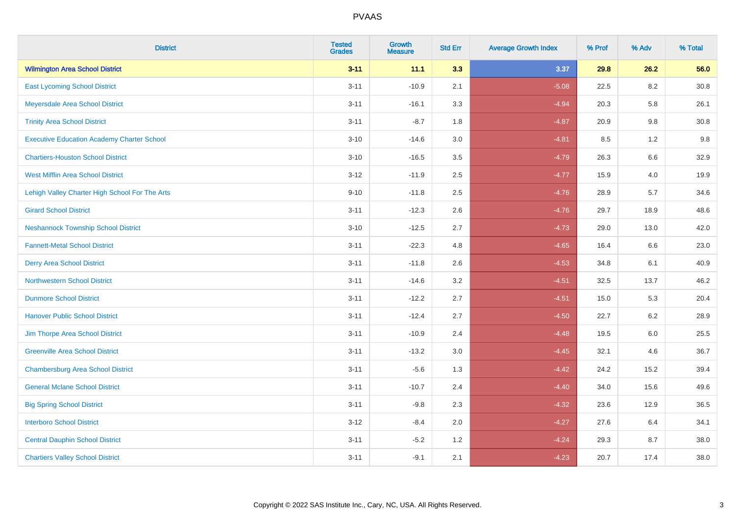| District | Tested Grades | Growth Measure | Std Err | Average Growth Index | % Prof | % Adv | % Total |
|---|---|---|---|---|---|---|---|
| **Wilmington Area School District** | **3-11** | **11.1** | **3.3** | **3.37** | **29.8** | **26.2** | **56.0** |
| East Lycoming School District | 3-11 | -10.9 | 2.1 | -5.08 | 22.5 | 8.2 | 30.8 |
| Meyersdale Area School District | 3-11 | -16.1 | 3.3 | -4.94 | 20.3 | 5.8 | 26.1 |
| Trinity Area School District | 3-11 | -8.7 | 1.8 | -4.87 | 20.9 | 9.8 | 30.8 |
| Executive Education Academy Charter School | 3-10 | -14.6 | 3.0 | -4.81 | 8.5 | 1.2 | 9.8 |
| Chartiers-Houston School District | 3-10 | -16.5 | 3.5 | -4.79 | 26.3 | 6.6 | 32.9 |
| West Mifflin Area School District | 3-12 | -11.9 | 2.5 | -4.77 | 15.9 | 4.0 | 19.9 |
| Lehigh Valley Charter High School For The Arts | 9-10 | -11.8 | 2.5 | -4.76 | 28.9 | 5.7 | 34.6 |
| Girard School District | 3-11 | -12.3 | 2.6 | -4.76 | 29.7 | 18.9 | 48.6 |
| Neshannock Township School District | 3-10 | -12.5 | 2.7 | -4.73 | 29.0 | 13.0 | 42.0 |
| Fannett-Metal School District | 3-11 | -22.3 | 4.8 | -4.65 | 16.4 | 6.6 | 23.0 |
| Derry Area School District | 3-11 | -11.8 | 2.6 | -4.53 | 34.8 | 6.1 | 40.9 |
| Northwestern School District | 3-11 | -14.6 | 3.2 | -4.51 | 32.5 | 13.7 | 46.2 |
| Dunmore School District | 3-11 | -12.2 | 2.7 | -4.51 | 15.0 | 5.3 | 20.4 |
| Hanover Public School District | 3-11 | -12.4 | 2.7 | -4.50 | 22.7 | 6.2 | 28.9 |
| Jim Thorpe Area School District | 3-11 | -10.9 | 2.4 | -4.48 | 19.5 | 6.0 | 25.5 |
| Greenville Area School District | 3-11 | -13.2 | 3.0 | -4.45 | 32.1 | 4.6 | 36.7 |
| Chambersburg Area School District | 3-11 | -5.6 | 1.3 | -4.42 | 24.2 | 15.2 | 39.4 |
| General Mclane School District | 3-11 | -10.7 | 2.4 | -4.40 | 34.0 | 15.6 | 49.6 |
| Big Spring School District | 3-11 | -9.8 | 2.3 | -4.32 | 23.6 | 12.9 | 36.5 |
| Interboro School District | 3-12 | -8.4 | 2.0 | -4.27 | 27.6 | 6.4 | 34.1 |
| Central Dauphin School District | 3-11 | -5.2 | 1.2 | -4.24 | 29.3 | 8.7 | 38.0 |
| Chartiers Valley School District | 3-11 | -9.1 | 2.1 | -4.23 | 20.7 | 17.4 | 38.0 |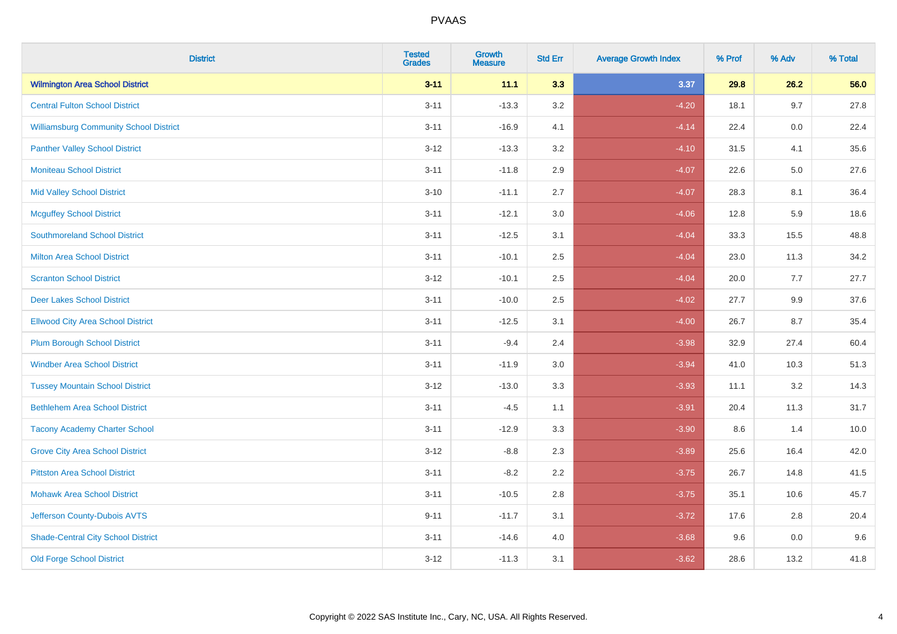| District | Tested Grades | Growth Measure | Std Err | Average Growth Index | % Prof | % Adv | % Total |
|---|---|---|---|---|---|---|---|
| **Wilmington Area School District** | **3-11** | **11.1** | **3.3** | **3.37** | **29.8** | **26.2** | **56.0** |
| Central Fulton School District | 3-11 | -13.3 | 3.2 | -4.20 | 18.1 | 9.7 | 27.8 |
| Williamsburg Community School District | 3-11 | -16.9 | 4.1 | -4.14 | 22.4 | 0.0 | 22.4 |
| Panther Valley School District | 3-12 | -13.3 | 3.2 | -4.10 | 31.5 | 4.1 | 35.6 |
| Moniteau School District | 3-11 | -11.8 | 2.9 | -4.07 | 22.6 | 5.0 | 27.6 |
| Mid Valley School District | 3-10 | -11.1 | 2.7 | -4.07 | 28.3 | 8.1 | 36.4 |
| Mcguffey School District | 3-11 | -12.1 | 3.0 | -4.06 | 12.8 | 5.9 | 18.6 |
| Southmoreland School District | 3-11 | -12.5 | 3.1 | -4.04 | 33.3 | 15.5 | 48.8 |
| Milton Area School District | 3-11 | -10.1 | 2.5 | -4.04 | 23.0 | 11.3 | 34.2 |
| Scranton School District | 3-12 | -10.1 | 2.5 | -4.04 | 20.0 | 7.7 | 27.7 |
| Deer Lakes School District | 3-11 | -10.0 | 2.5 | -4.02 | 27.7 | 9.9 | 37.6 |
| Ellwood City Area School District | 3-11 | -12.5 | 3.1 | -4.00 | 26.7 | 8.7 | 35.4 |
| Plum Borough School District | 3-11 | -9.4 | 2.4 | -3.98 | 32.9 | 27.4 | 60.4 |
| Windber Area School District | 3-11 | -11.9 | 3.0 | -3.94 | 41.0 | 10.3 | 51.3 |
| Tussey Mountain School District | 3-12 | -13.0 | 3.3 | -3.93 | 11.1 | 3.2 | 14.3 |
| Bethlehem Area School District | 3-11 | -4.5 | 1.1 | -3.91 | 20.4 | 11.3 | 31.7 |
| Tacony Academy Charter School | 3-11 | -12.9 | 3.3 | -3.90 | 8.6 | 1.4 | 10.0 |
| Grove City Area School District | 3-12 | -8.8 | 2.3 | -3.89 | 25.6 | 16.4 | 42.0 |
| Pittston Area School District | 3-11 | -8.2 | 2.2 | -3.75 | 26.7 | 14.8 | 41.5 |
| Mohawk Area School District | 3-11 | -10.5 | 2.8 | -3.75 | 35.1 | 10.6 | 45.7 |
| Jefferson County-Dubois AVTS | 9-11 | -11.7 | 3.1 | -3.72 | 17.6 | 2.8 | 20.4 |
| Shade-Central City School District | 3-11 | -14.6 | 4.0 | -3.68 | 9.6 | 0.0 | 9.6 |
| Old Forge School District | 3-12 | -11.3 | 3.1 | -3.62 | 28.6 | 13.2 | 41.8 |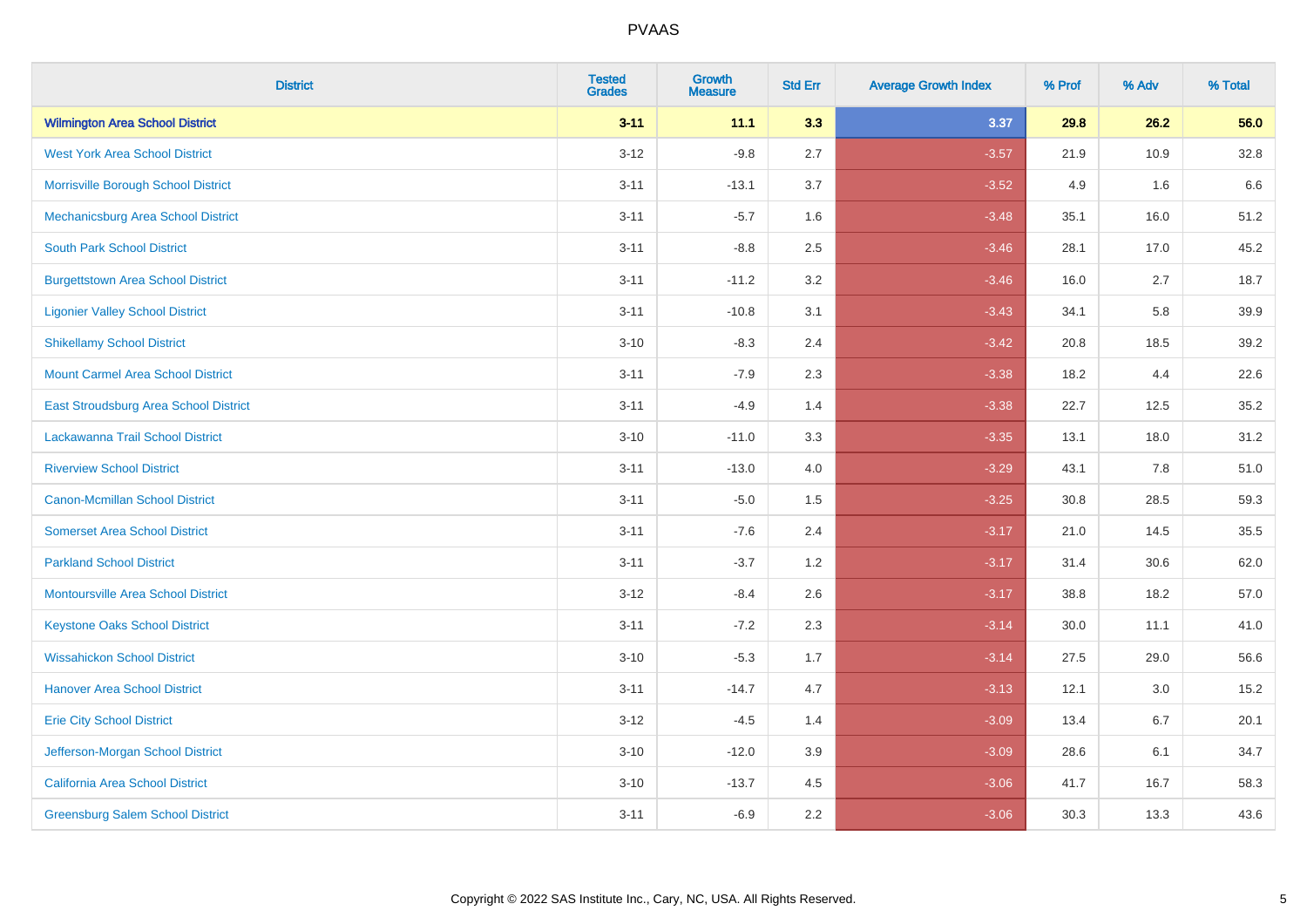PVAAS

| District | Tested Grades | Growth Measure | Std Err | Average Growth Index | % Prof | % Adv | % Total |
|---|---|---|---|---|---|---|---|
| **Wilmington Area School District** | **3-11** | **11.1** | **3.3** | **3.37** | **29.8** | **26.2** | **56.0** |
| West York Area School District | 3-12 | -9.8 | 2.7 | -3.57 | 21.9 | 10.9 | 32.8 |
| Morrisville Borough School District | 3-11 | -13.1 | 3.7 | -3.52 | 4.9 | 1.6 | 6.6 |
| Mechanicsburg Area School District | 3-11 | -5.7 | 1.6 | -3.48 | 35.1 | 16.0 | 51.2 |
| South Park School District | 3-11 | -8.8 | 2.5 | -3.46 | 28.1 | 17.0 | 45.2 |
| Burgettstown Area School District | 3-11 | -11.2 | 3.2 | -3.46 | 16.0 | 2.7 | 18.7 |
| Ligonier Valley School District | 3-11 | -10.8 | 3.1 | -3.43 | 34.1 | 5.8 | 39.9 |
| Shikellamy School District | 3-10 | -8.3 | 2.4 | -3.42 | 20.8 | 18.5 | 39.2 |
| Mount Carmel Area School District | 3-11 | -7.9 | 2.3 | -3.38 | 18.2 | 4.4 | 22.6 |
| East Stroudsburg Area School District | 3-11 | -4.9 | 1.4 | -3.38 | 22.7 | 12.5 | 35.2 |
| Lackawanna Trail School District | 3-10 | -11.0 | 3.3 | -3.35 | 13.1 | 18.0 | 31.2 |
| Riverview School District | 3-11 | -13.0 | 4.0 | -3.29 | 43.1 | 7.8 | 51.0 |
| Canon-Mcmillan School District | 3-11 | -5.0 | 1.5 | -3.25 | 30.8 | 28.5 | 59.3 |
| Somerset Area School District | 3-11 | -7.6 | 2.4 | -3.17 | 21.0 | 14.5 | 35.5 |
| Parkland School District | 3-11 | -3.7 | 1.2 | -3.17 | 31.4 | 30.6 | 62.0 |
| Montoursville Area School District | 3-12 | -8.4 | 2.6 | -3.17 | 38.8 | 18.2 | 57.0 |
| Keystone Oaks School District | 3-11 | -7.2 | 2.3 | -3.14 | 30.0 | 11.1 | 41.0 |
| Wissahickon School District | 3-10 | -5.3 | 1.7 | -3.14 | 27.5 | 29.0 | 56.6 |
| Hanover Area School District | 3-11 | -14.7 | 4.7 | -3.13 | 12.1 | 3.0 | 15.2 |
| Erie City School District | 3-12 | -4.5 | 1.4 | -3.09 | 13.4 | 6.7 | 20.1 |
| Jefferson-Morgan School District | 3-10 | -12.0 | 3.9 | -3.09 | 28.6 | 6.1 | 34.7 |
| California Area School District | 3-10 | -13.7 | 4.5 | -3.06 | 41.7 | 16.7 | 58.3 |
| Greensburg Salem School District | 3-11 | -6.9 | 2.2 | -3.06 | 30.3 | 13.3 | 43.6 |

Copyright © 2022 SAS Institute Inc., Cary, NC, USA. All Rights Reserved.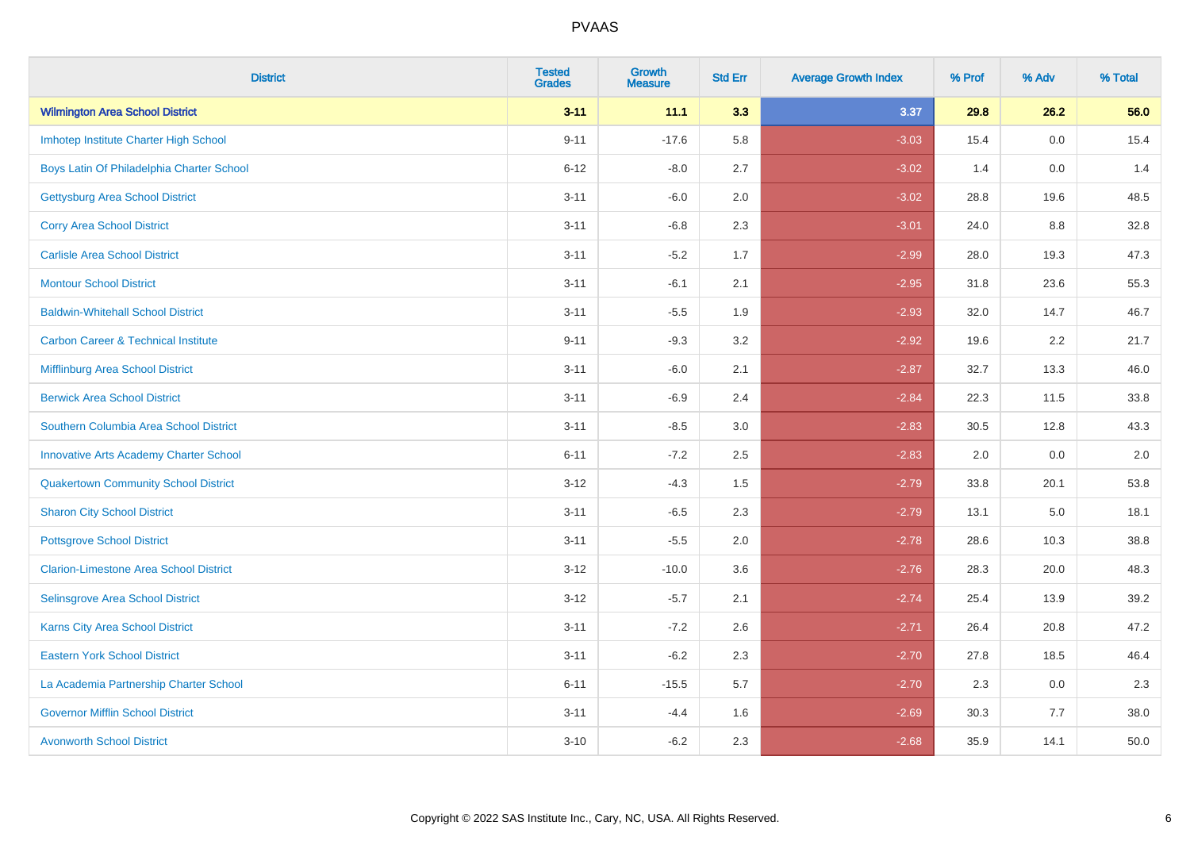PVAAS

| District | Tested Grades | Growth Measure | Std Err | Average Growth Index | % Prof | % Adv | % Total |
|---|---|---|---|---|---|---|---|
| **Wilmington Area School District** | **3-11** | **11.1** | **3.3** | **3.37** | **29.8** | **26.2** | **56.0** |
| Imhotep Institute Charter High School | 9-11 | -17.6 | 5.8 | -3.03 | 15.4 | 0.0 | 15.4 |
| Boys Latin Of Philadelphia Charter School | 6-12 | -8.0 | 2.7 | -3.02 | 1.4 | 0.0 | 1.4 |
| Gettysburg Area School District | 3-11 | -6.0 | 2.0 | -3.02 | 28.8 | 19.6 | 48.5 |
| Corry Area School District | 3-11 | -6.8 | 2.3 | -3.01 | 24.0 | 8.8 | 32.8 |
| Carlisle Area School District | 3-11 | -5.2 | 1.7 | -2.99 | 28.0 | 19.3 | 47.3 |
| Montour School District | 3-11 | -6.1 | 2.1 | -2.95 | 31.8 | 23.6 | 55.3 |
| Baldwin-Whitehall School District | 3-11 | -5.5 | 1.9 | -2.93 | 32.0 | 14.7 | 46.7 |
| Carbon Career & Technical Institute | 9-11 | -9.3 | 3.2 | -2.92 | 19.6 | 2.2 | 21.7 |
| Mifflinburg Area School District | 3-11 | -6.0 | 2.1 | -2.87 | 32.7 | 13.3 | 46.0 |
| Berwick Area School District | 3-11 | -6.9 | 2.4 | -2.84 | 22.3 | 11.5 | 33.8 |
| Southern Columbia Area School District | 3-11 | -8.5 | 3.0 | -2.83 | 30.5 | 12.8 | 43.3 |
| Innovative Arts Academy Charter School | 6-11 | -7.2 | 2.5 | -2.83 | 2.0 | 0.0 | 2.0 |
| Quakertown Community School District | 3-12 | -4.3 | 1.5 | -2.79 | 33.8 | 20.1 | 53.8 |
| Sharon City School District | 3-11 | -6.5 | 2.3 | -2.79 | 13.1 | 5.0 | 18.1 |
| Pottsgrove School District | 3-11 | -5.5 | 2.0 | -2.78 | 28.6 | 10.3 | 38.8 |
| Clarion-Limestone Area School District | 3-12 | -10.0 | 3.6 | -2.76 | 28.3 | 20.0 | 48.3 |
| Selinsgrove Area School District | 3-12 | -5.7 | 2.1 | -2.74 | 25.4 | 13.9 | 39.2 |
| Karns City Area School District | 3-11 | -7.2 | 2.6 | -2.71 | 26.4 | 20.8 | 47.2 |
| Eastern York School District | 3-11 | -6.2 | 2.3 | -2.70 | 27.8 | 18.5 | 46.4 |
| La Academia Partnership Charter School | 6-11 | -15.5 | 5.7 | -2.70 | 2.3 | 0.0 | 2.3 |
| Governor Mifflin School District | 3-11 | -4.4 | 1.6 | -2.69 | 30.3 | 7.7 | 38.0 |
| Avonworth School District | 3-10 | -6.2 | 2.3 | -2.68 | 35.9 | 14.1 | 50.0 |

Copyright © 2022 SAS Institute Inc., Cary, NC, USA. All Rights Reserved.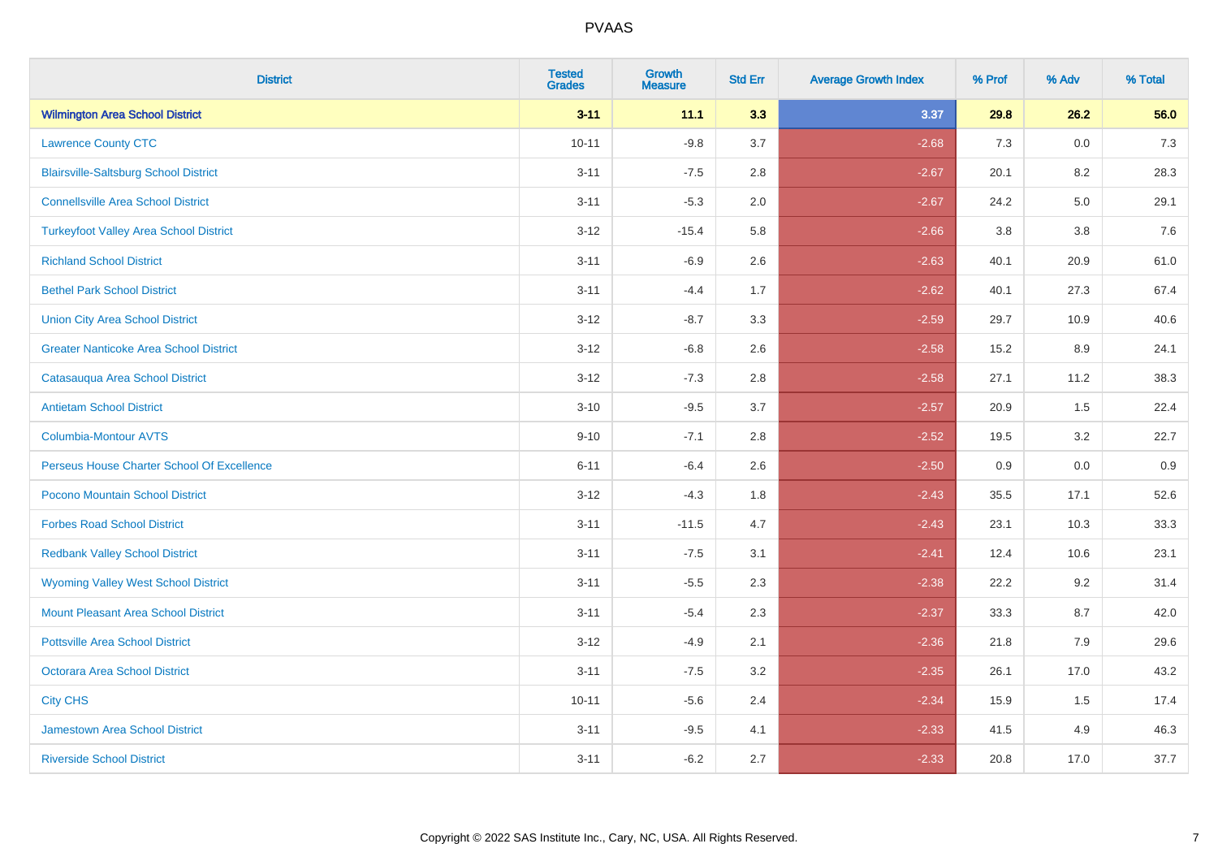# PVAAS

| District | Tested Grades | Growth Measure | Std Err | Average Growth Index | % Prof | % Adv | % Total |
|---|---|---|---|---|---|---|---|
| **Wilmington Area School District** | **3-11** | **11.1** | **3.3** | **3.37** | **29.8** | **26.2** | **56.0** |
| Lawrence County CTC | 10-11 | -9.8 | 3.7 | -2.68 | 7.3 | 0.0 | 7.3 |
| Blairsville-Saltsburg School District | 3-11 | -7.5 | 2.8 | -2.67 | 20.1 | 8.2 | 28.3 |
| Connellsville Area School District | 3-11 | -5.3 | 2.0 | -2.67 | 24.2 | 5.0 | 29.1 |
| Turkeyfoot Valley Area School District | 3-12 | -15.4 | 5.8 | -2.66 | 3.8 | 3.8 | 7.6 |
| Richland School District | 3-11 | -6.9 | 2.6 | -2.63 | 40.1 | 20.9 | 61.0 |
| Bethel Park School District | 3-11 | -4.4 | 1.7 | -2.62 | 40.1 | 27.3 | 67.4 |
| Union City Area School District | 3-12 | -8.7 | 3.3 | -2.59 | 29.7 | 10.9 | 40.6 |
| Greater Nanticoke Area School District | 3-12 | -6.8 | 2.6 | -2.58 | 15.2 | 8.9 | 24.1 |
| Catasauqua Area School District | 3-12 | -7.3 | 2.8 | -2.58 | 27.1 | 11.2 | 38.3 |
| Antietam School District | 3-10 | -9.5 | 3.7 | -2.57 | 20.9 | 1.5 | 22.4 |
| Columbia-Montour AVTS | 9-10 | -7.1 | 2.8 | -2.52 | 19.5 | 3.2 | 22.7 |
| Perseus House Charter School Of Excellence | 6-11 | -6.4 | 2.6 | -2.50 | 0.9 | 0.0 | 0.9 |
| Pocono Mountain School District | 3-12 | -4.3 | 1.8 | -2.43 | 35.5 | 17.1 | 52.6 |
| Forbes Road School District | 3-11 | -11.5 | 4.7 | -2.43 | 23.1 | 10.3 | 33.3 |
| Redbank Valley School District | 3-11 | -7.5 | 3.1 | -2.41 | 12.4 | 10.6 | 23.1 |
| Wyoming Valley West School District | 3-11 | -5.5 | 2.3 | -2.38 | 22.2 | 9.2 | 31.4 |
| Mount Pleasant Area School District | 3-11 | -5.4 | 2.3 | -2.37 | 33.3 | 8.7 | 42.0 |
| Pottsville Area School District | 3-12 | -4.9 | 2.1 | -2.36 | 21.8 | 7.9 | 29.6 |
| Octorara Area School District | 3-11 | -7.5 | 3.2 | -2.35 | 26.1 | 17.0 | 43.2 |
| City CHS | 10-11 | -5.6 | 2.4 | -2.34 | 15.9 | 1.5 | 17.4 |
| Jamestown Area School District | 3-11 | -9.5 | 4.1 | -2.33 | 41.5 | 4.9 | 46.3 |
| Riverside School District | 3-11 | -6.2 | 2.7 | -2.33 | 20.8 | 17.0 | 37.7 |

Copyright © 2022 SAS Institute Inc., Cary, NC, USA. All Rights Reserved.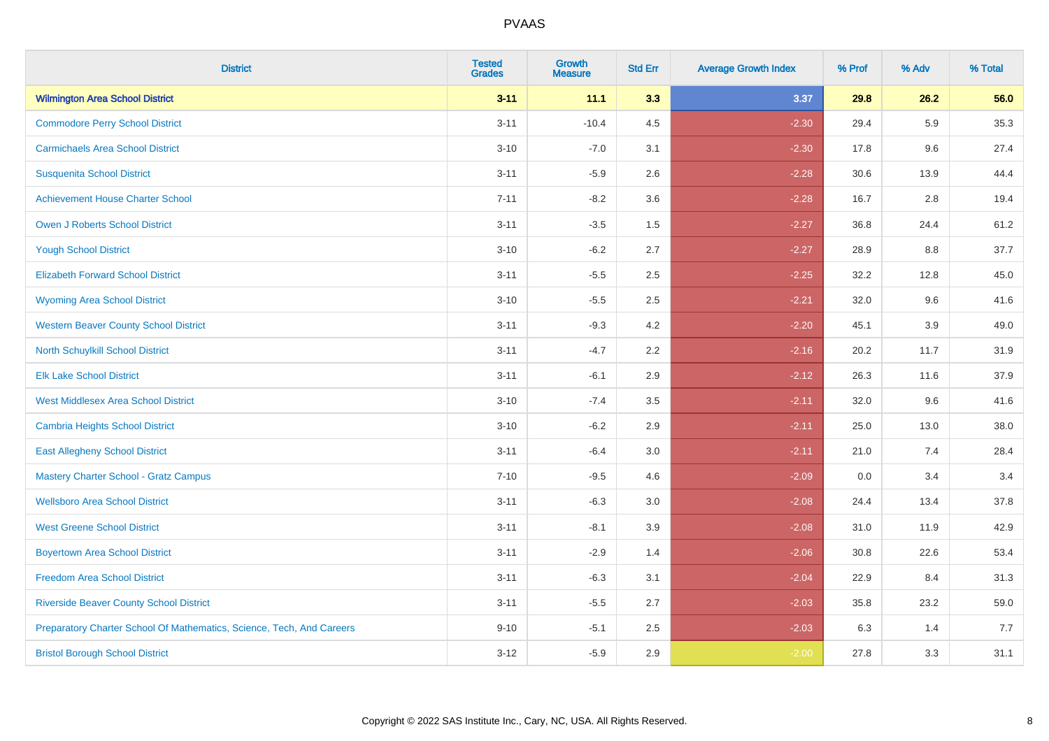PVAAS

| District | Tested Grades | Growth Measure | Std Err | Average Growth Index | % Prof | % Adv | % Total |
|---|---|---|---|---|---|---|---|
| **Wilmington Area School District** | **3-11** | **11.1** | **3.3** | **3.37** | **29.8** | **26.2** | **56.0** |
| Commodore Perry School District | 3-11 | -10.4 | 4.5 | -2.30 | 29.4 | 5.9 | 35.3 |
| Carmichaels Area School District | 3-10 | -7.0 | 3.1 | -2.30 | 17.8 | 9.6 | 27.4 |
| Susquenita School District | 3-11 | -5.9 | 2.6 | -2.28 | 30.6 | 13.9 | 44.4 |
| Achievement House Charter School | 7-11 | -8.2 | 3.6 | -2.28 | 16.7 | 2.8 | 19.4 |
| Owen J Roberts School District | 3-11 | -3.5 | 1.5 | -2.27 | 36.8 | 24.4 | 61.2 |
| Yough School District | 3-10 | -6.2 | 2.7 | -2.27 | 28.9 | 8.8 | 37.7 |
| Elizabeth Forward School District | 3-11 | -5.5 | 2.5 | -2.25 | 32.2 | 12.8 | 45.0 |
| Wyoming Area School District | 3-10 | -5.5 | 2.5 | -2.21 | 32.0 | 9.6 | 41.6 |
| Western Beaver County School District | 3-11 | -9.3 | 4.2 | -2.20 | 45.1 | 3.9 | 49.0 |
| North Schuylkill School District | 3-11 | -4.7 | 2.2 | -2.16 | 20.2 | 11.7 | 31.9 |
| Elk Lake School District | 3-11 | -6.1 | 2.9 | -2.12 | 26.3 | 11.6 | 37.9 |
| West Middlesex Area School District | 3-10 | -7.4 | 3.5 | -2.11 | 32.0 | 9.6 | 41.6 |
| Cambria Heights School District | 3-10 | -6.2 | 2.9 | -2.11 | 25.0 | 13.0 | 38.0 |
| East Allegheny School District | 3-11 | -6.4 | 3.0 | -2.11 | 21.0 | 7.4 | 28.4 |
| Mastery Charter School - Gratz Campus | 7-10 | -9.5 | 4.6 | -2.09 | 0.0 | 3.4 | 3.4 |
| Wellsboro Area School District | 3-11 | -6.3 | 3.0 | -2.08 | 24.4 | 13.4 | 37.8 |
| West Greene School District | 3-11 | -8.1 | 3.9 | -2.08 | 31.0 | 11.9 | 42.9 |
| Boyertown Area School District | 3-11 | -2.9 | 1.4 | -2.06 | 30.8 | 22.6 | 53.4 |
| Freedom Area School District | 3-11 | -6.3 | 3.1 | -2.04 | 22.9 | 8.4 | 31.3 |
| Riverside Beaver County School District | 3-11 | -5.5 | 2.7 | -2.03 | 35.8 | 23.2 | 59.0 |
| Preparatory Charter School Of Mathematics, Science, Tech, And Careers | 9-10 | -5.1 | 2.5 | -2.03 | 6.3 | 1.4 | 7.7 |
| Bristol Borough School District | 3-12 | -5.9 | 2.9 | -2.00 | 27.8 | 3.3 | 31.1 |

Copyright © 2022 SAS Institute Inc., Cary, NC, USA. All Rights Reserved.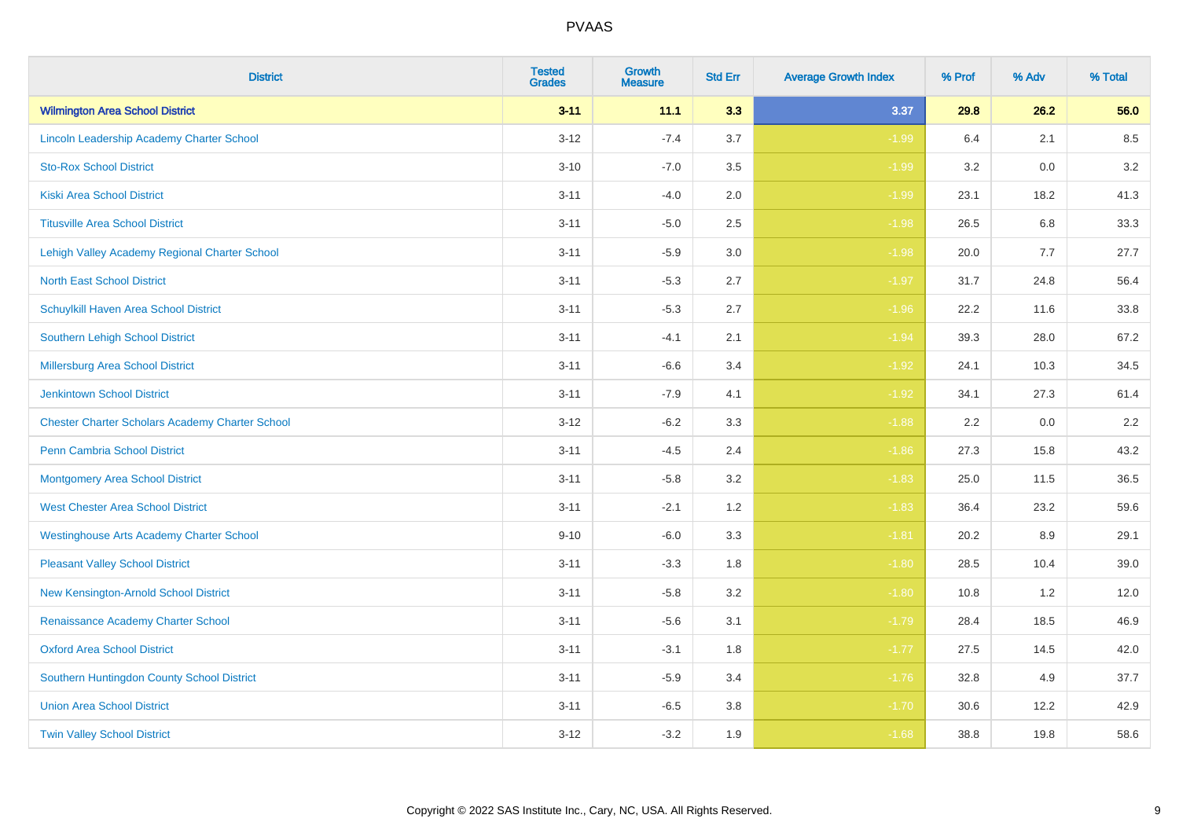# PVAAS

| District | Tested Grades | Growth Measure | Std Err | Average Growth Index | % Prof | % Adv | % Total |
|---|---|---|---|---|---|---|---|
| **Wilmington Area School District** | **3-11** | **11.1** | **3.3** | **3.37** | **29.8** | **26.2** | **56.0** |
| Lincoln Leadership Academy Charter School | 3-12 | -7.4 | 3.7 | -1.99 | 6.4 | 2.1 | 8.5 |
| Sto-Rox School District | 3-10 | -7.0 | 3.5 | -1.99 | 3.2 | 0.0 | 3.2 |
| Kiski Area School District | 3-11 | -4.0 | 2.0 | -1.99 | 23.1 | 18.2 | 41.3 |
| Titusville Area School District | 3-11 | -5.0 | 2.5 | -1.98 | 26.5 | 6.8 | 33.3 |
| Lehigh Valley Academy Regional Charter School | 3-11 | -5.9 | 3.0 | -1.98 | 20.0 | 7.7 | 27.7 |
| North East School District | 3-11 | -5.3 | 2.7 | -1.97 | 31.7 | 24.8 | 56.4 |
| Schuylkill Haven Area School District | 3-11 | -5.3 | 2.7 | -1.96 | 22.2 | 11.6 | 33.8 |
| Southern Lehigh School District | 3-11 | -4.1 | 2.1 | -1.94 | 39.3 | 28.0 | 67.2 |
| Millersburg Area School District | 3-11 | -6.6 | 3.4 | -1.92 | 24.1 | 10.3 | 34.5 |
| Jenkintown School District | 3-11 | -7.9 | 4.1 | -1.92 | 34.1 | 27.3 | 61.4 |
| Chester Charter Scholars Academy Charter School | 3-12 | -6.2 | 3.3 | -1.88 | 2.2 | 0.0 | 2.2 |
| Penn Cambria School District | 3-11 | -4.5 | 2.4 | -1.86 | 27.3 | 15.8 | 43.2 |
| Montgomery Area School District | 3-11 | -5.8 | 3.2 | -1.83 | 25.0 | 11.5 | 36.5 |
| West Chester Area School District | 3-11 | -2.1 | 1.2 | -1.83 | 36.4 | 23.2 | 59.6 |
| Westinghouse Arts Academy Charter School | 9-10 | -6.0 | 3.3 | -1.81 | 20.2 | 8.9 | 29.1 |
| Pleasant Valley School District | 3-11 | -3.3 | 1.8 | -1.80 | 28.5 | 10.4 | 39.0 |
| New Kensington-Arnold School District | 3-11 | -5.8 | 3.2 | -1.80 | 10.8 | 1.2 | 12.0 |
| Renaissance Academy Charter School | 3-11 | -5.6 | 3.1 | -1.79 | 28.4 | 18.5 | 46.9 |
| Oxford Area School District | 3-11 | -3.1 | 1.8 | -1.77 | 27.5 | 14.5 | 42.0 |
| Southern Huntingdon County School District | 3-11 | -5.9 | 3.4 | -1.76 | 32.8 | 4.9 | 37.7 |
| Union Area School District | 3-11 | -6.5 | 3.8 | -1.70 | 30.6 | 12.2 | 42.9 |
| Twin Valley School District | 3-12 | -3.2 | 1.9 | -1.68 | 38.8 | 19.8 | 58.6 |

Copyright © 2022 SAS Institute Inc., Cary, NC, USA. All Rights Reserved.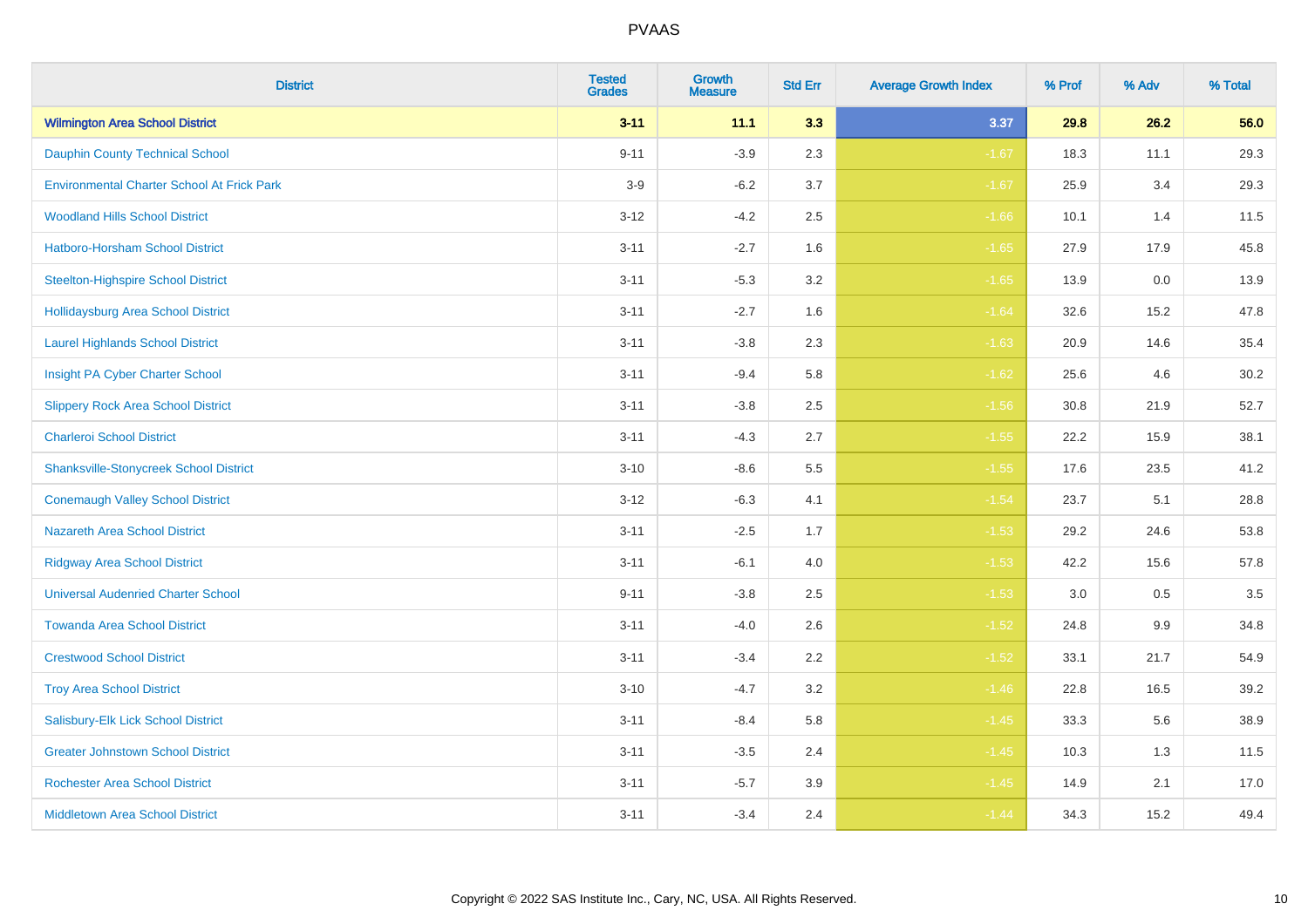# PVAAS

| District | Tested Grades | Growth Measure | Std Err | Average Growth Index | % Prof | % Adv | % Total |
|---|---|---|---|---|---|---|---|
| **Wilmington Area School District** | **3-11** | **11.1** | **3.3** | **3.37** | **29.8** | **26.2** | **56.0** |
| Dauphin County Technical School | 9-11 | -3.9 | 2.3 | -1.67 | 18.3 | 11.1 | 29.3 |
| Environmental Charter School At Frick Park | 3-9 | -6.2 | 3.7 | -1.67 | 25.9 | 3.4 | 29.3 |
| Woodland Hills School District | 3-12 | -4.2 | 2.5 | -1.66 | 10.1 | 1.4 | 11.5 |
| Hatboro-Horsham School District | 3-11 | -2.7 | 1.6 | -1.65 | 27.9 | 17.9 | 45.8 |
| Steelton-Highspire School District | 3-11 | -5.3 | 3.2 | -1.65 | 13.9 | 0.0 | 13.9 |
| Hollidaysburg Area School District | 3-11 | -2.7 | 1.6 | -1.64 | 32.6 | 15.2 | 47.8 |
| Laurel Highlands School District | 3-11 | -3.8 | 2.3 | -1.63 | 20.9 | 14.6 | 35.4 |
| Insight PA Cyber Charter School | 3-11 | -9.4 | 5.8 | -1.62 | 25.6 | 4.6 | 30.2 |
| Slippery Rock Area School District | 3-11 | -3.8 | 2.5 | -1.56 | 30.8 | 21.9 | 52.7 |
| Charleroi School District | 3-11 | -4.3 | 2.7 | -1.55 | 22.2 | 15.9 | 38.1 |
| Shanksville-Stonycreek School District | 3-10 | -8.6 | 5.5 | -1.55 | 17.6 | 23.5 | 41.2 |
| Conemaugh Valley School District | 3-12 | -6.3 | 4.1 | -1.54 | 23.7 | 5.1 | 28.8 |
| Nazareth Area School District | 3-11 | -2.5 | 1.7 | -1.53 | 29.2 | 24.6 | 53.8 |
| Ridgway Area School District | 3-11 | -6.1 | 4.0 | -1.53 | 42.2 | 15.6 | 57.8 |
| Universal Audenried Charter School | 9-11 | -3.8 | 2.5 | -1.53 | 3.0 | 0.5 | 3.5 |
| Towanda Area School District | 3-11 | -4.0 | 2.6 | -1.52 | 24.8 | 9.9 | 34.8 |
| Crestwood School District | 3-11 | -3.4 | 2.2 | -1.52 | 33.1 | 21.7 | 54.9 |
| Troy Area School District | 3-10 | -4.7 | 3.2 | -1.46 | 22.8 | 16.5 | 39.2 |
| Salisbury-Elk Lick School District | 3-11 | -8.4 | 5.8 | -1.45 | 33.3 | 5.6 | 38.9 |
| Greater Johnstown School District | 3-11 | -3.5 | 2.4 | -1.45 | 10.3 | 1.3 | 11.5 |
| Rochester Area School District | 3-11 | -5.7 | 3.9 | -1.45 | 14.9 | 2.1 | 17.0 |
| Middletown Area School District | 3-11 | -3.4 | 2.4 | -1.44 | 34.3 | 15.2 | 49.4 |

Copyright © 2022 SAS Institute Inc., Cary, NC, USA. All Rights Reserved.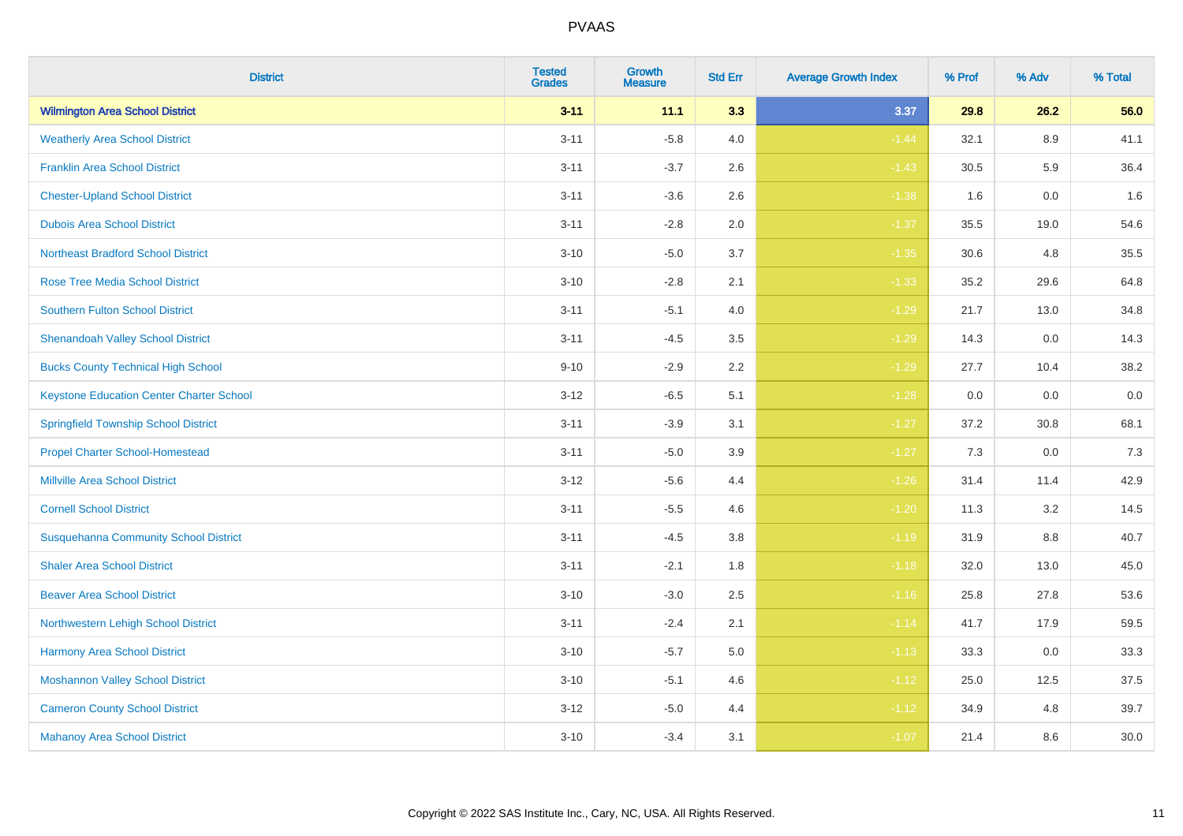PVAAS

| District | Tested Grades | Growth Measure | Std Err | Average Growth Index | % Prof | % Adv | % Total |
|---|---|---|---|---|---|---|---|
| **Wilmington Area School District** | **3-11** | **11.1** | **3.3** | **3.37** | **29.8** | **26.2** | **56.0** |
| Weatherly Area School District | 3-11 | -5.8 | 4.0 | -1.44 | 32.1 | 8.9 | 41.1 |
| Franklin Area School District | 3-11 | -3.7 | 2.6 | -1.43 | 30.5 | 5.9 | 36.4 |
| Chester-Upland School District | 3-11 | -3.6 | 2.6 | -1.38 | 1.6 | 0.0 | 1.6 |
| Dubois Area School District | 3-11 | -2.8 | 2.0 | -1.37 | 35.5 | 19.0 | 54.6 |
| Northeast Bradford School District | 3-10 | -5.0 | 3.7 | -1.35 | 30.6 | 4.8 | 35.5 |
| Rose Tree Media School District | 3-10 | -2.8 | 2.1 | -1.33 | 35.2 | 29.6 | 64.8 |
| Southern Fulton School District | 3-11 | -5.1 | 4.0 | -1.29 | 21.7 | 13.0 | 34.8 |
| Shenandoah Valley School District | 3-11 | -4.5 | 3.5 | -1.29 | 14.3 | 0.0 | 14.3 |
| Bucks County Technical High School | 9-10 | -2.9 | 2.2 | -1.29 | 27.7 | 10.4 | 38.2 |
| Keystone Education Center Charter School | 3-12 | -6.5 | 5.1 | -1.28 | 0.0 | 0.0 | 0.0 |
| Springfield Township School District | 3-11 | -3.9 | 3.1 | -1.27 | 37.2 | 30.8 | 68.1 |
| Propel Charter School-Homestead | 3-11 | -5.0 | 3.9 | -1.27 | 7.3 | 0.0 | 7.3 |
| Millville Area School District | 3-12 | -5.6 | 4.4 | -1.26 | 31.4 | 11.4 | 42.9 |
| Cornell School District | 3-11 | -5.5 | 4.6 | -1.20 | 11.3 | 3.2 | 14.5 |
| Susquehanna Community School District | 3-11 | -4.5 | 3.8 | -1.19 | 31.9 | 8.8 | 40.7 |
| Shaler Area School District | 3-11 | -2.1 | 1.8 | -1.18 | 32.0 | 13.0 | 45.0 |
| Beaver Area School District | 3-10 | -3.0 | 2.5 | -1.16 | 25.8 | 27.8 | 53.6 |
| Northwestern Lehigh School District | 3-11 | -2.4 | 2.1 | -1.14 | 41.7 | 17.9 | 59.5 |
| Harmony Area School District | 3-10 | -5.7 | 5.0 | -1.13 | 33.3 | 0.0 | 33.3 |
| Moshannon Valley School District | 3-10 | -5.1 | 4.6 | -1.12 | 25.0 | 12.5 | 37.5 |
| Cameron County School District | 3-12 | -5.0 | 4.4 | -1.12 | 34.9 | 4.8 | 39.7 |
| Mahanoy Area School District | 3-10 | -3.4 | 3.1 | -1.07 | 21.4 | 8.6 | 30.0 |

Copyright © 2022 SAS Institute Inc., Cary, NC, USA. All Rights Reserved.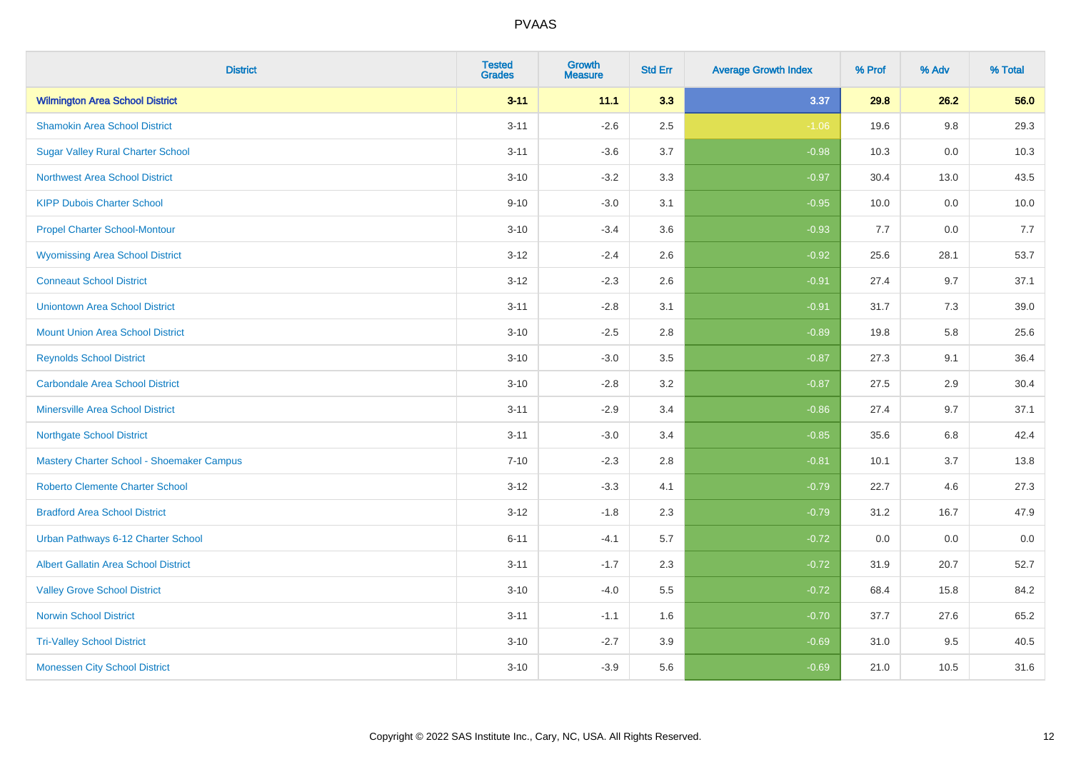| District | Tested Grades | Growth Measure | Std Err | Average Growth Index | % Prof | % Adv | % Total |
|---|---|---|---|---|---|---|---|
| **Wilmington Area School District** | **3-11** | **11.1** | **3.3** | **3.37** | **29.8** | **26.2** | **56.0** |
| Shamokin Area School District | 3-11 | -2.6 | 2.5 | -1.06 | 19.6 | 9.8 | 29.3 |
| Sugar Valley Rural Charter School | 3-11 | -3.6 | 3.7 | -0.98 | 10.3 | 0.0 | 10.3 |
| Northwest Area School District | 3-10 | -3.2 | 3.3 | -0.97 | 30.4 | 13.0 | 43.5 |
| KIPP Dubois Charter School | 9-10 | -3.0 | 3.1 | -0.95 | 10.0 | 0.0 | 10.0 |
| Propel Charter School-Montour | 3-10 | -3.4 | 3.6 | -0.93 | 7.7 | 0.0 | 7.7 |
| Wyomissing Area School District | 3-12 | -2.4 | 2.6 | -0.92 | 25.6 | 28.1 | 53.7 |
| Conneaut School District | 3-12 | -2.3 | 2.6 | -0.91 | 27.4 | 9.7 | 37.1 |
| Uniontown Area School District | 3-11 | -2.8 | 3.1 | -0.91 | 31.7 | 7.3 | 39.0 |
| Mount Union Area School District | 3-10 | -2.5 | 2.8 | -0.89 | 19.8 | 5.8 | 25.6 |
| Reynolds School District | 3-10 | -3.0 | 3.5 | -0.87 | 27.3 | 9.1 | 36.4 |
| Carbondale Area School District | 3-10 | -2.8 | 3.2 | -0.87 | 27.5 | 2.9 | 30.4 |
| Minersville Area School District | 3-11 | -2.9 | 3.4 | -0.86 | 27.4 | 9.7 | 37.1 |
| Northgate School District | 3-11 | -3.0 | 3.4 | -0.85 | 35.6 | 6.8 | 42.4 |
| Mastery Charter School - Shoemaker Campus | 7-10 | -2.3 | 2.8 | -0.81 | 10.1 | 3.7 | 13.8 |
| Roberto Clemente Charter School | 3-12 | -3.3 | 4.1 | -0.79 | 22.7 | 4.6 | 27.3 |
| Bradford Area School District | 3-12 | -1.8 | 2.3 | -0.79 | 31.2 | 16.7 | 47.9 |
| Urban Pathways 6-12 Charter School | 6-11 | -4.1 | 5.7 | -0.72 | 0.0 | 0.0 | 0.0 |
| Albert Gallatin Area School District | 3-11 | -1.7 | 2.3 | -0.72 | 31.9 | 20.7 | 52.7 |
| Valley Grove School District | 3-10 | -4.0 | 5.5 | -0.72 | 68.4 | 15.8 | 84.2 |
| Norwin School District | 3-11 | -1.1 | 1.6 | -0.70 | 37.7 | 27.6 | 65.2 |
| Tri-Valley School District | 3-10 | -2.7 | 3.9 | -0.69 | 31.0 | 9.5 | 40.5 |
| Monessen City School District | 3-10 | -3.9 | 5.6 | -0.69 | 21.0 | 10.5 | 31.6 |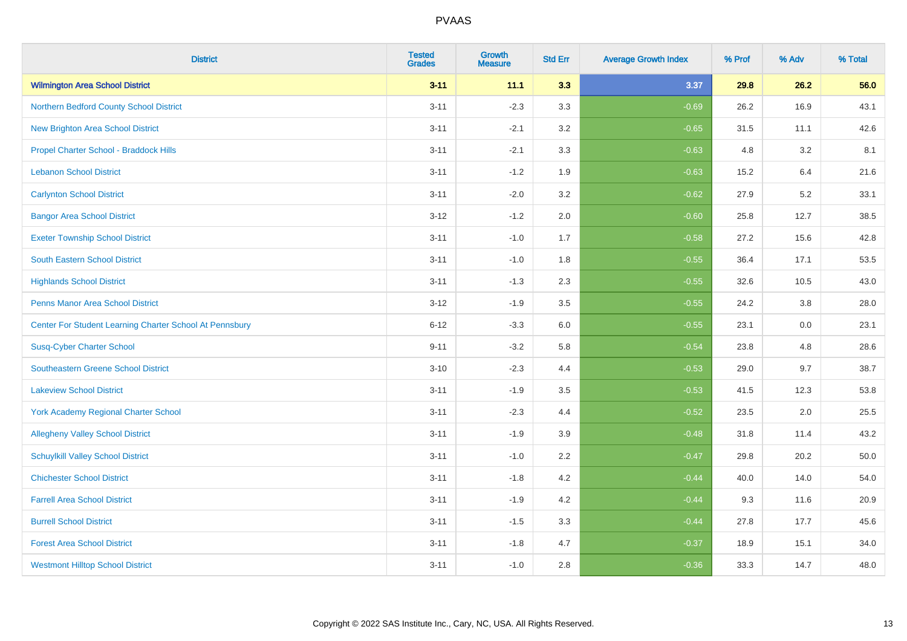| District | Tested Grades | Growth Measure | Std Err | Average Growth Index | % Prof | % Adv | % Total |
|---|---|---|---|---|---|---|---|
| **Wilmington Area School District** | **3-11** | **11.1** | **3.3** | **3.37** | **29.8** | **26.2** | **56.0** |
| Northern Bedford County School District | 3-11 | -2.3 | 3.3 | -0.69 | 26.2 | 16.9 | 43.1 |
| New Brighton Area School District | 3-11 | -2.1 | 3.2 | -0.65 | 31.5 | 11.1 | 42.6 |
| Propel Charter School - Braddock Hills | 3-11 | -2.1 | 3.3 | -0.63 | 4.8 | 3.2 | 8.1 |
| Lebanon School District | 3-11 | -1.2 | 1.9 | -0.63 | 15.2 | 6.4 | 21.6 |
| Carlynton School District | 3-11 | -2.0 | 3.2 | -0.62 | 27.9 | 5.2 | 33.1 |
| Bangor Area School District | 3-12 | -1.2 | 2.0 | -0.60 | 25.8 | 12.7 | 38.5 |
| Exeter Township School District | 3-11 | -1.0 | 1.7 | -0.58 | 27.2 | 15.6 | 42.8 |
| South Eastern School District | 3-11 | -1.0 | 1.8 | -0.55 | 36.4 | 17.1 | 53.5 |
| Highlands School District | 3-11 | -1.3 | 2.3 | -0.55 | 32.6 | 10.5 | 43.0 |
| Penns Manor Area School District | 3-12 | -1.9 | 3.5 | -0.55 | 24.2 | 3.8 | 28.0 |
| Center For Student Learning Charter School At Pennsbury | 6-12 | -3.3 | 6.0 | -0.55 | 23.1 | 0.0 | 23.1 |
| Susq-Cyber Charter School | 9-11 | -3.2 | 5.8 | -0.54 | 23.8 | 4.8 | 28.6 |
| Southeastern Greene School District | 3-10 | -2.3 | 4.4 | -0.53 | 29.0 | 9.7 | 38.7 |
| Lakeview School District | 3-11 | -1.9 | 3.5 | -0.53 | 41.5 | 12.3 | 53.8 |
| York Academy Regional Charter School | 3-11 | -2.3 | 4.4 | -0.52 | 23.5 | 2.0 | 25.5 |
| Allegheny Valley School District | 3-11 | -1.9 | 3.9 | -0.48 | 31.8 | 11.4 | 43.2 |
| Schuylkill Valley School District | 3-11 | -1.0 | 2.2 | -0.47 | 29.8 | 20.2 | 50.0 |
| Chichester School District | 3-11 | -1.8 | 4.2 | -0.44 | 40.0 | 14.0 | 54.0 |
| Farrell Area School District | 3-11 | -1.9 | 4.2 | -0.44 | 9.3 | 11.6 | 20.9 |
| Burrell School District | 3-11 | -1.5 | 3.3 | -0.44 | 27.8 | 17.7 | 45.6 |
| Forest Area School District | 3-11 | -1.8 | 4.7 | -0.37 | 18.9 | 15.1 | 34.0 |
| Westmont Hilltop School District | 3-11 | -1.0 | 2.8 | -0.36 | 33.3 | 14.7 | 48.0 |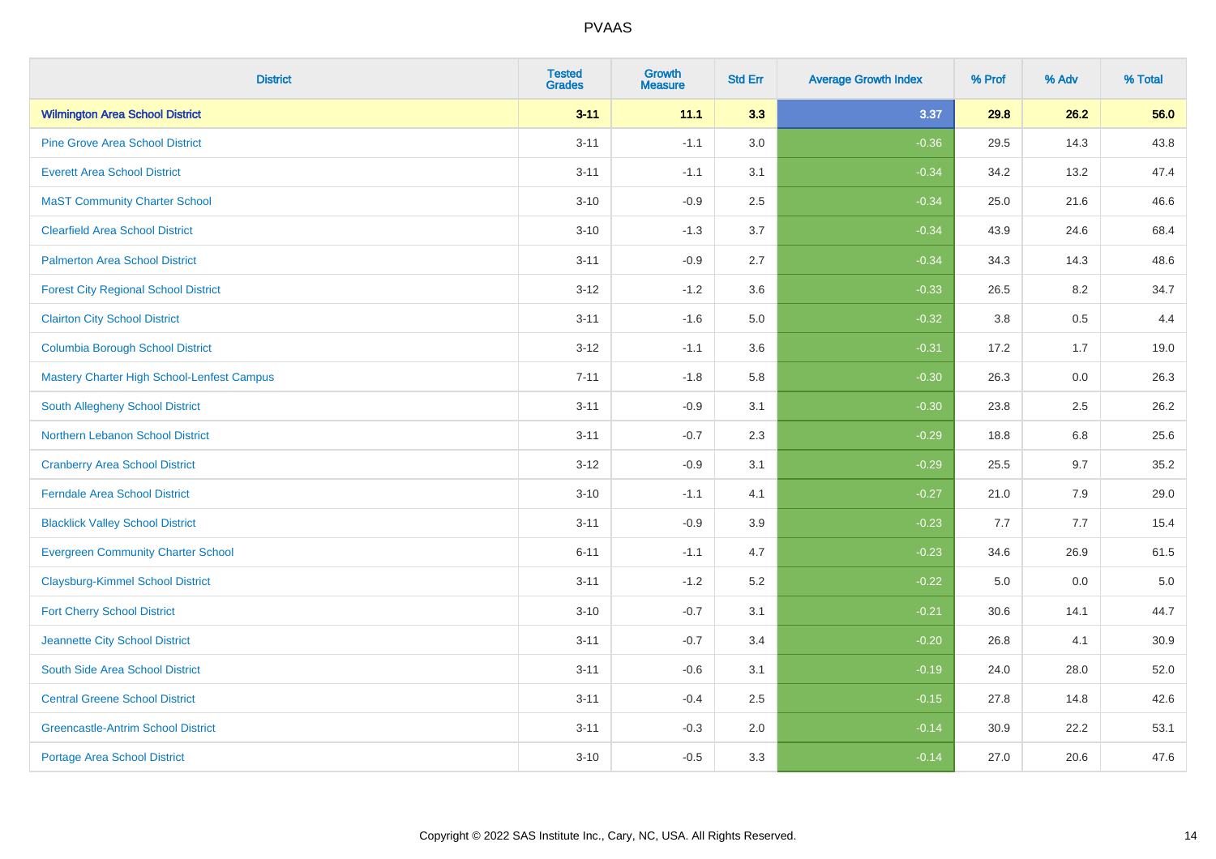# PVAAS

| District | Tested Grades | Growth Measure | Std Err | Average Growth Index | % Prof | % Adv | % Total |
|---|---|---|---|---|---|---|---|
| **Wilmington Area School District** | **3-11** | **11.1** | **3.3** | **3.37** | **29.8** | **26.2** | **56.0** |
| Pine Grove Area School District | 3-11 | -1.1 | 3.0 | -0.36 | 29.5 | 14.3 | 43.8 |
| Everett Area School District | 3-11 | -1.1 | 3.1 | -0.34 | 34.2 | 13.2 | 47.4 |
| MaST Community Charter School | 3-10 | -0.9 | 2.5 | -0.34 | 25.0 | 21.6 | 46.6 |
| Clearfield Area School District | 3-10 | -1.3 | 3.7 | -0.34 | 43.9 | 24.6 | 68.4 |
| Palmerton Area School District | 3-11 | -0.9 | 2.7 | -0.34 | 34.3 | 14.3 | 48.6 |
| Forest City Regional School District | 3-12 | -1.2 | 3.6 | -0.33 | 26.5 | 8.2 | 34.7 |
| Clairton City School District | 3-11 | -1.6 | 5.0 | -0.32 | 3.8 | 0.5 | 4.4 |
| Columbia Borough School District | 3-12 | -1.1 | 3.6 | -0.31 | 17.2 | 1.7 | 19.0 |
| Mastery Charter High School-Lenfest Campus | 7-11 | -1.8 | 5.8 | -0.30 | 26.3 | 0.0 | 26.3 |
| South Allegheny School District | 3-11 | -0.9 | 3.1 | -0.30 | 23.8 | 2.5 | 26.2 |
| Northern Lebanon School District | 3-11 | -0.7 | 2.3 | -0.29 | 18.8 | 6.8 | 25.6 |
| Cranberry Area School District | 3-12 | -0.9 | 3.1 | -0.29 | 25.5 | 9.7 | 35.2 |
| Ferndale Area School District | 3-10 | -1.1 | 4.1 | -0.27 | 21.0 | 7.9 | 29.0 |
| Blacklick Valley School District | 3-11 | -0.9 | 3.9 | -0.23 | 7.7 | 7.7 | 15.4 |
| Evergreen Community Charter School | 6-11 | -1.1 | 4.7 | -0.23 | 34.6 | 26.9 | 61.5 |
| Claysburg-Kimmel School District | 3-11 | -1.2 | 5.2 | -0.22 | 5.0 | 0.0 | 5.0 |
| Fort Cherry School District | 3-10 | -0.7 | 3.1 | -0.21 | 30.6 | 14.1 | 44.7 |
| Jeannette City School District | 3-11 | -0.7 | 3.4 | -0.20 | 26.8 | 4.1 | 30.9 |
| South Side Area School District | 3-11 | -0.6 | 3.1 | -0.19 | 24.0 | 28.0 | 52.0 |
| Central Greene School District | 3-11 | -0.4 | 2.5 | -0.15 | 27.8 | 14.8 | 42.6 |
| Greencastle-Antrim School District | 3-11 | -0.3 | 2.0 | -0.14 | 30.9 | 22.2 | 53.1 |
| Portage Area School District | 3-10 | -0.5 | 3.3 | -0.14 | 27.0 | 20.6 | 47.6 |

Copyright © 2022 SAS Institute Inc., Cary, NC, USA. All Rights Reserved.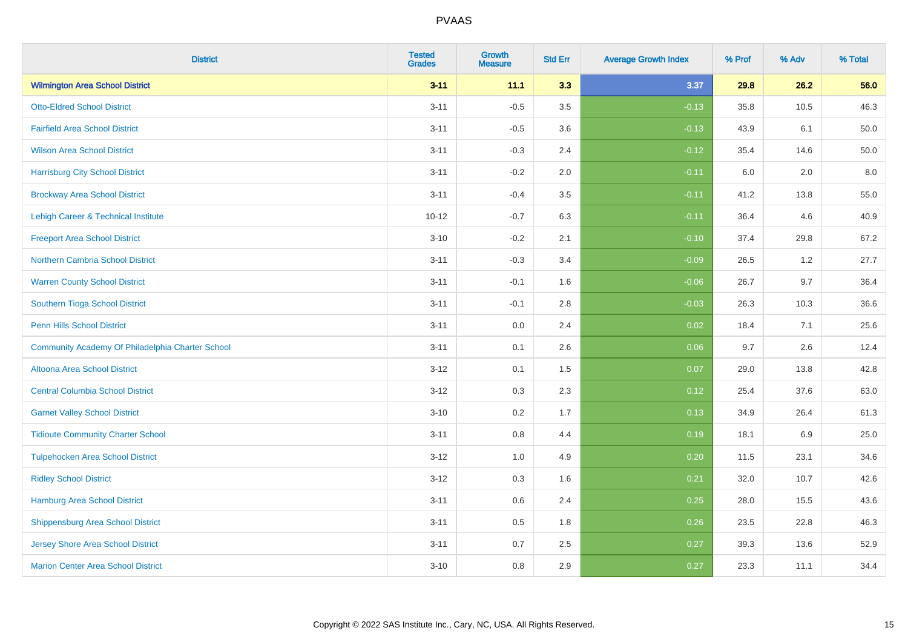| District | Tested Grades | Growth Measure | Std Err | Average Growth Index | % Prof | % Adv | % Total |
|---|---|---|---|---|---|---|---|
| **Wilmington Area School District** | **3-11** | **11.1** | **3.3** | **3.37** | **29.8** | **26.2** | **56.0** |
| Otto-Eldred School District | 3-11 | -0.5 | 3.5 | -0.13 | 35.8 | 10.5 | 46.3 |
| Fairfield Area School District | 3-11 | -0.5 | 3.6 | -0.13 | 43.9 | 6.1 | 50.0 |
| Wilson Area School District | 3-11 | -0.3 | 2.4 | -0.12 | 35.4 | 14.6 | 50.0 |
| Harrisburg City School District | 3-11 | -0.2 | 2.0 | -0.11 | 6.0 | 2.0 | 8.0 |
| Brockway Area School District | 3-11 | -0.4 | 3.5 | -0.11 | 41.2 | 13.8 | 55.0 |
| Lehigh Career & Technical Institute | 10-12 | -0.7 | 6.3 | -0.11 | 36.4 | 4.6 | 40.9 |
| Freeport Area School District | 3-10 | -0.2 | 2.1 | -0.10 | 37.4 | 29.8 | 67.2 |
| Northern Cambria School District | 3-11 | -0.3 | 3.4 | -0.09 | 26.5 | 1.2 | 27.7 |
| Warren County School District | 3-11 | -0.1 | 1.6 | -0.06 | 26.7 | 9.7 | 36.4 |
| Southern Tioga School District | 3-11 | -0.1 | 2.8 | -0.03 | 26.3 | 10.3 | 36.6 |
| Penn Hills School District | 3-11 | 0.0 | 2.4 | 0.02 | 18.4 | 7.1 | 25.6 |
| Community Academy Of Philadelphia Charter School | 3-11 | 0.1 | 2.6 | 0.06 | 9.7 | 2.6 | 12.4 |
| Altoona Area School District | 3-12 | 0.1 | 1.5 | 0.07 | 29.0 | 13.8 | 42.8 |
| Central Columbia School District | 3-12 | 0.3 | 2.3 | 0.12 | 25.4 | 37.6 | 63.0 |
| Garnet Valley School District | 3-10 | 0.2 | 1.7 | 0.13 | 34.9 | 26.4 | 61.3 |
| Tidioute Community Charter School | 3-11 | 0.8 | 4.4 | 0.19 | 18.1 | 6.9 | 25.0 |
| Tulpehocken Area School District | 3-12 | 1.0 | 4.9 | 0.20 | 11.5 | 23.1 | 34.6 |
| Ridley School District | 3-12 | 0.3 | 1.6 | 0.21 | 32.0 | 10.7 | 42.6 |
| Hamburg Area School District | 3-11 | 0.6 | 2.4 | 0.25 | 28.0 | 15.5 | 43.6 |
| Shippensburg Area School District | 3-11 | 0.5 | 1.8 | 0.26 | 23.5 | 22.8 | 46.3 |
| Jersey Shore Area School District | 3-11 | 0.7 | 2.5 | 0.27 | 39.3 | 13.6 | 52.9 |
| Marion Center Area School District | 3-10 | 0.8 | 2.9 | 0.27 | 23.3 | 11.1 | 34.4 |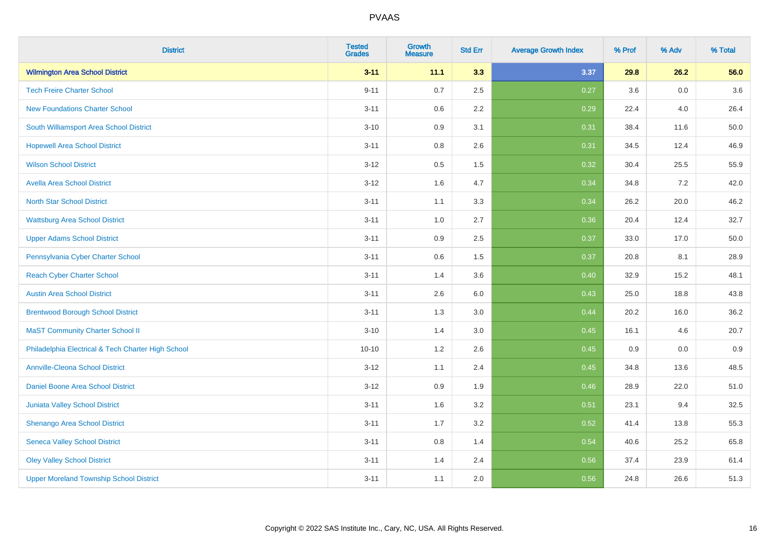# PVAAS

| District | Tested Grades | Growth Measure | Std Err | Average Growth Index | % Prof | % Adv | % Total |
|---|---|---|---|---|---|---|---|
| **Wilmington Area School District** | **3-11** | **11.1** | **3.3** | **3.37** | **29.8** | **26.2** | **56.0** |
| Tech Freire Charter School | 9-11 | 0.7 | 2.5 | 0.27 | 3.6 | 0.0 | 3.6 |
| New Foundations Charter School | 3-11 | 0.6 | 2.2 | 0.29 | 22.4 | 4.0 | 26.4 |
| South Williamsport Area School District | 3-10 | 0.9 | 3.1 | 0.31 | 38.4 | 11.6 | 50.0 |
| Hopewell Area School District | 3-11 | 0.8 | 2.6 | 0.31 | 34.5 | 12.4 | 46.9 |
| Wilson School District | 3-12 | 0.5 | 1.5 | 0.32 | 30.4 | 25.5 | 55.9 |
| Avella Area School District | 3-12 | 1.6 | 4.7 | 0.34 | 34.8 | 7.2 | 42.0 |
| North Star School District | 3-11 | 1.1 | 3.3 | 0.34 | 26.2 | 20.0 | 46.2 |
| Wattsburg Area School District | 3-11 | 1.0 | 2.7 | 0.36 | 20.4 | 12.4 | 32.7 |
| Upper Adams School District | 3-11 | 0.9 | 2.5 | 0.37 | 33.0 | 17.0 | 50.0 |
| Pennsylvania Cyber Charter School | 3-11 | 0.6 | 1.5 | 0.37 | 20.8 | 8.1 | 28.9 |
| Reach Cyber Charter School | 3-11 | 1.4 | 3.6 | 0.40 | 32.9 | 15.2 | 48.1 |
| Austin Area School District | 3-11 | 2.6 | 6.0 | 0.43 | 25.0 | 18.8 | 43.8 |
| Brentwood Borough School District | 3-11 | 1.3 | 3.0 | 0.44 | 20.2 | 16.0 | 36.2 |
| MaST Community Charter School II | 3-10 | 1.4 | 3.0 | 0.45 | 16.1 | 4.6 | 20.7 |
| Philadelphia Electrical & Tech Charter High School | 10-10 | 1.2 | 2.6 | 0.45 | 0.9 | 0.0 | 0.9 |
| Annville-Cleona School District | 3-12 | 1.1 | 2.4 | 0.45 | 34.8 | 13.6 | 48.5 |
| Daniel Boone Area School District | 3-12 | 0.9 | 1.9 | 0.46 | 28.9 | 22.0 | 51.0 |
| Juniata Valley School District | 3-11 | 1.6 | 3.2 | 0.51 | 23.1 | 9.4 | 32.5 |
| Shenango Area School District | 3-11 | 1.7 | 3.2 | 0.52 | 41.4 | 13.8 | 55.3 |
| Seneca Valley School District | 3-11 | 0.8 | 1.4 | 0.54 | 40.6 | 25.2 | 65.8 |
| Oley Valley School District | 3-11 | 1.4 | 2.4 | 0.56 | 37.4 | 23.9 | 61.4 |
| Upper Moreland Township School District | 3-11 | 1.1 | 2.0 | 0.56 | 24.8 | 26.6 | 51.3 |

Copyright © 2022 SAS Institute Inc., Cary, NC, USA. All Rights Reserved.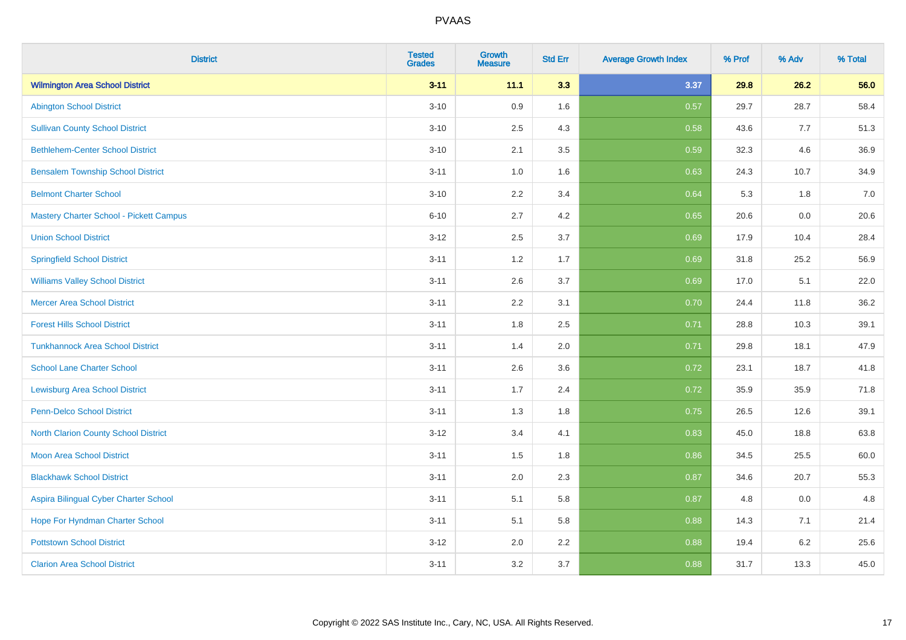| District | Tested Grades | Growth Measure | Std Err | Average Growth Index | % Prof | % Adv | % Total |
|---|---|---|---|---|---|---|---|
| **Wilmington Area School District** | **3-11** | **11.1** | **3.3** | **3.37** | **29.8** | **26.2** | **56.0** |
| Abington School District | 3-10 | 0.9 | 1.6 | 0.57 | 29.7 | 28.7 | 58.4 |
| Sullivan County School District | 3-10 | 2.5 | 4.3 | 0.58 | 43.6 | 7.7 | 51.3 |
| Bethlehem-Center School District | 3-10 | 2.1 | 3.5 | 0.59 | 32.3 | 4.6 | 36.9 |
| Bensalem Township School District | 3-11 | 1.0 | 1.6 | 0.63 | 24.3 | 10.7 | 34.9 |
| Belmont Charter School | 3-10 | 2.2 | 3.4 | 0.64 | 5.3 | 1.8 | 7.0 |
| Mastery Charter School - Pickett Campus | 6-10 | 2.7 | 4.2 | 0.65 | 20.6 | 0.0 | 20.6 |
| Union School District | 3-12 | 2.5 | 3.7 | 0.69 | 17.9 | 10.4 | 28.4 |
| Springfield School District | 3-11 | 1.2 | 1.7 | 0.69 | 31.8 | 25.2 | 56.9 |
| Williams Valley School District | 3-11 | 2.6 | 3.7 | 0.69 | 17.0 | 5.1 | 22.0 |
| Mercer Area School District | 3-11 | 2.2 | 3.1 | 0.70 | 24.4 | 11.8 | 36.2 |
| Forest Hills School District | 3-11 | 1.8 | 2.5 | 0.71 | 28.8 | 10.3 | 39.1 |
| Tunkhannock Area School District | 3-11 | 1.4 | 2.0 | 0.71 | 29.8 | 18.1 | 47.9 |
| School Lane Charter School | 3-11 | 2.6 | 3.6 | 0.72 | 23.1 | 18.7 | 41.8 |
| Lewisburg Area School District | 3-11 | 1.7 | 2.4 | 0.72 | 35.9 | 35.9 | 71.8 |
| Penn-Delco School District | 3-11 | 1.3 | 1.8 | 0.75 | 26.5 | 12.6 | 39.1 |
| North Clarion County School District | 3-12 | 3.4 | 4.1 | 0.83 | 45.0 | 18.8 | 63.8 |
| Moon Area School District | 3-11 | 1.5 | 1.8 | 0.86 | 34.5 | 25.5 | 60.0 |
| Blackhawk School District | 3-11 | 2.0 | 2.3 | 0.87 | 34.6 | 20.7 | 55.3 |
| Aspira Bilingual Cyber Charter School | 3-11 | 5.1 | 5.8 | 0.87 | 4.8 | 0.0 | 4.8 |
| Hope For Hyndman Charter School | 3-11 | 5.1 | 5.8 | 0.88 | 14.3 | 7.1 | 21.4 |
| Pottstown School District | 3-12 | 2.0 | 2.2 | 0.88 | 19.4 | 6.2 | 25.6 |
| Clarion Area School District | 3-11 | 3.2 | 3.7 | 0.88 | 31.7 | 13.3 | 45.0 |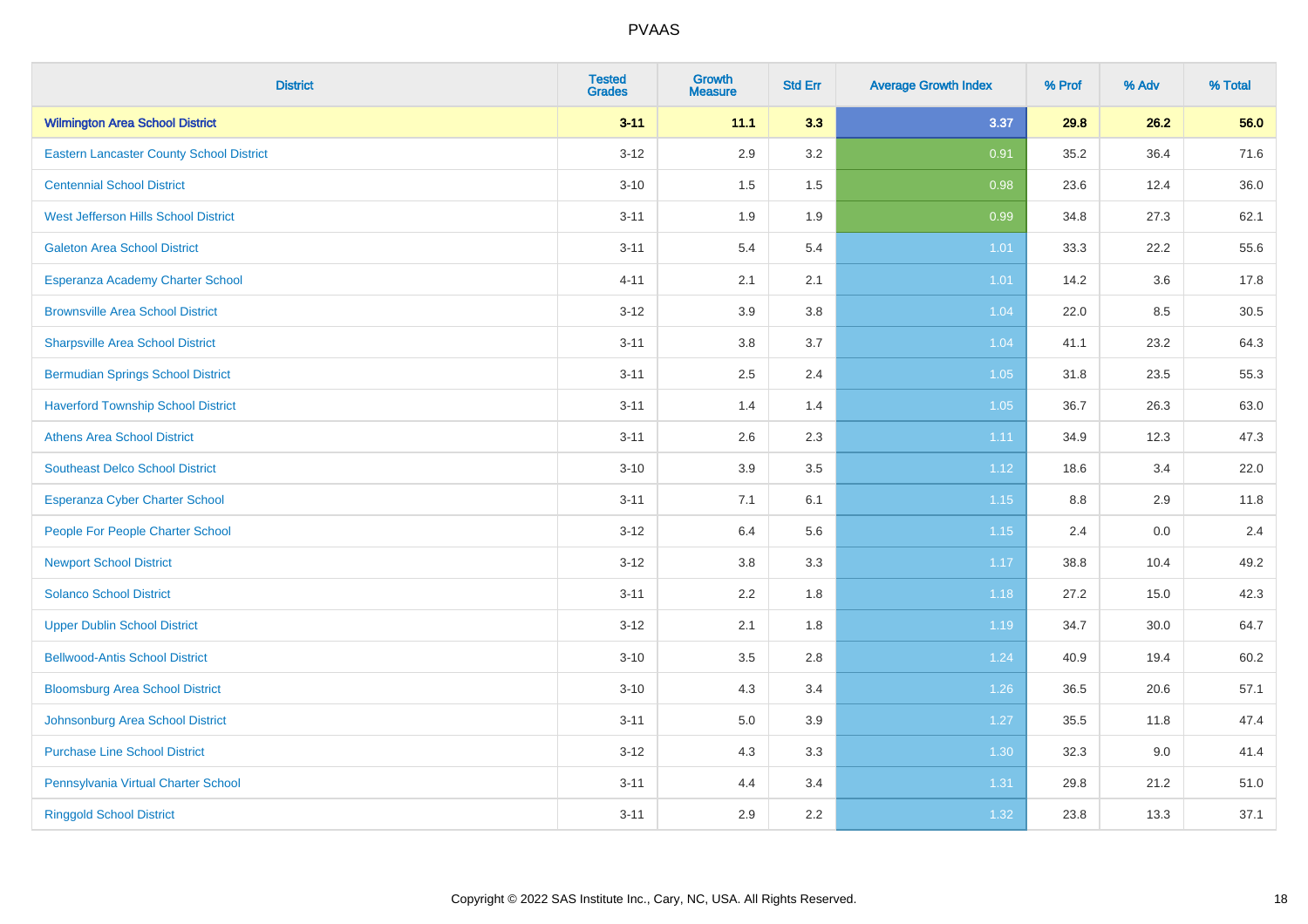PVAAS

| District | Tested Grades | Growth Measure | Std Err | Average Growth Index | % Prof | % Adv | % Total |
|---|---|---|---|---|---|---|---|
| **Wilmington Area School District** | **3-11** | **11.1** | **3.3** | **3.37** | **29.8** | **26.2** | **56.0** |
| Eastern Lancaster County School District | 3-12 | 2.9 | 3.2 | 0.91 | 35.2 | 36.4 | 71.6 |
| Centennial School District | 3-10 | 1.5 | 1.5 | 0.98 | 23.6 | 12.4 | 36.0 |
| West Jefferson Hills School District | 3-11 | 1.9 | 1.9 | 0.99 | 34.8 | 27.3 | 62.1 |
| Galeton Area School District | 3-11 | 5.4 | 5.4 | 1.01 | 33.3 | 22.2 | 55.6 |
| Esperanza Academy Charter School | 4-11 | 2.1 | 2.1 | 1.01 | 14.2 | 3.6 | 17.8 |
| Brownsville Area School District | 3-12 | 3.9 | 3.8 | 1.04 | 22.0 | 8.5 | 30.5 |
| Sharpsville Area School District | 3-11 | 3.8 | 3.7 | 1.04 | 41.1 | 23.2 | 64.3 |
| Bermudian Springs School District | 3-11 | 2.5 | 2.4 | 1.05 | 31.8 | 23.5 | 55.3 |
| Haverford Township School District | 3-11 | 1.4 | 1.4 | 1.05 | 36.7 | 26.3 | 63.0 |
| Athens Area School District | 3-11 | 2.6 | 2.3 | 1.11 | 34.9 | 12.3 | 47.3 |
| Southeast Delco School District | 3-10 | 3.9 | 3.5 | 1.12 | 18.6 | 3.4 | 22.0 |
| Esperanza Cyber Charter School | 3-11 | 7.1 | 6.1 | 1.15 | 8.8 | 2.9 | 11.8 |
| People For People Charter School | 3-12 | 6.4 | 5.6 | 1.15 | 2.4 | 0.0 | 2.4 |
| Newport School District | 3-12 | 3.8 | 3.3 | 1.17 | 38.8 | 10.4 | 49.2 |
| Solanco School District | 3-11 | 2.2 | 1.8 | 1.18 | 27.2 | 15.0 | 42.3 |
| Upper Dublin School District | 3-12 | 2.1 | 1.8 | 1.19 | 34.7 | 30.0 | 64.7 |
| Bellwood-Antis School District | 3-10 | 3.5 | 2.8 | 1.24 | 40.9 | 19.4 | 60.2 |
| Bloomsburg Area School District | 3-10 | 4.3 | 3.4 | 1.26 | 36.5 | 20.6 | 57.1 |
| Johnsonburg Area School District | 3-11 | 5.0 | 3.9 | 1.27 | 35.5 | 11.8 | 47.4 |
| Purchase Line School District | 3-12 | 4.3 | 3.3 | 1.30 | 32.3 | 9.0 | 41.4 |
| Pennsylvania Virtual Charter School | 3-11 | 4.4 | 3.4 | 1.31 | 29.8 | 21.2 | 51.0 |
| Ringgold School District | 3-11 | 2.9 | 2.2 | 1.32 | 23.8 | 13.3 | 37.1 |

Copyright © 2022 SAS Institute Inc., Cary, NC, USA. All Rights Reserved.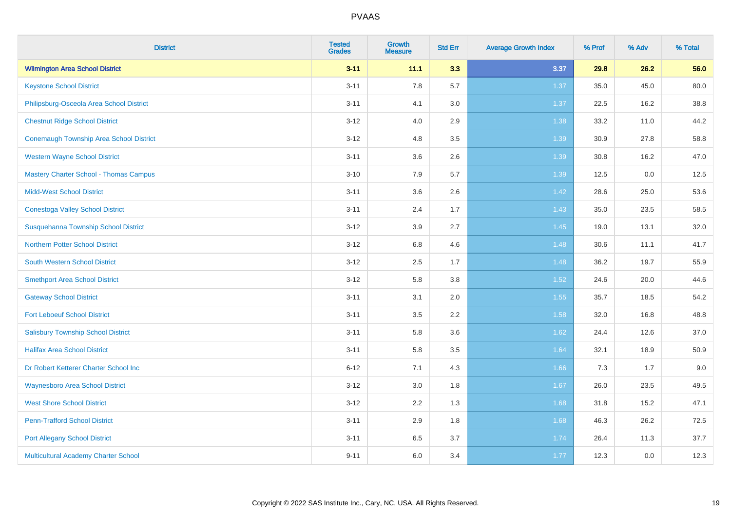# PVAAS

| District | Tested Grades | Growth Measure | Std Err | Average Growth Index | % Prof | % Adv | % Total |
|---|---|---|---|---|---|---|---|
| **Wilmington Area School District** | **3-11** | **11.1** | **3.3** | **3.37** | **29.8** | **26.2** | **56.0** |
| Keystone School District | 3-11 | 7.8 | 5.7 | 1.37 | 35.0 | 45.0 | 80.0 |
| Philipsburg-Osceola Area School District | 3-11 | 4.1 | 3.0 | 1.37 | 22.5 | 16.2 | 38.8 |
| Chestnut Ridge School District | 3-12 | 4.0 | 2.9 | 1.38 | 33.2 | 11.0 | 44.2 |
| Conemaugh Township Area School District | 3-12 | 4.8 | 3.5 | 1.39 | 30.9 | 27.8 | 58.8 |
| Western Wayne School District | 3-11 | 3.6 | 2.6 | 1.39 | 30.8 | 16.2 | 47.0 |
| Mastery Charter School - Thomas Campus | 3-10 | 7.9 | 5.7 | 1.39 | 12.5 | 0.0 | 12.5 |
| Midd-West School District | 3-11 | 3.6 | 2.6 | 1.42 | 28.6 | 25.0 | 53.6 |
| Conestoga Valley School District | 3-11 | 2.4 | 1.7 | 1.43 | 35.0 | 23.5 | 58.5 |
| Susquehanna Township School District | 3-12 | 3.9 | 2.7 | 1.45 | 19.0 | 13.1 | 32.0 |
| Northern Potter School District | 3-12 | 6.8 | 4.6 | 1.48 | 30.6 | 11.1 | 41.7 |
| South Western School District | 3-12 | 2.5 | 1.7 | 1.48 | 36.2 | 19.7 | 55.9 |
| Smethport Area School District | 3-12 | 5.8 | 3.8 | 1.52 | 24.6 | 20.0 | 44.6 |
| Gateway School District | 3-11 | 3.1 | 2.0 | 1.55 | 35.7 | 18.5 | 54.2 |
| Fort Leboeuf School District | 3-11 | 3.5 | 2.2 | 1.58 | 32.0 | 16.8 | 48.8 |
| Salisbury Township School District | 3-11 | 5.8 | 3.6 | 1.62 | 24.4 | 12.6 | 37.0 |
| Halifax Area School District | 3-11 | 5.8 | 3.5 | 1.64 | 32.1 | 18.9 | 50.9 |
| Dr Robert Ketterer Charter School Inc | 6-12 | 7.1 | 4.3 | 1.66 | 7.3 | 1.7 | 9.0 |
| Waynesboro Area School District | 3-12 | 3.0 | 1.8 | 1.67 | 26.0 | 23.5 | 49.5 |
| West Shore School District | 3-12 | 2.2 | 1.3 | 1.68 | 31.8 | 15.2 | 47.1 |
| Penn-Trafford School District | 3-11 | 2.9 | 1.8 | 1.68 | 46.3 | 26.2 | 72.5 |
| Port Allegany School District | 3-11 | 6.5 | 3.7 | 1.74 | 26.4 | 11.3 | 37.7 |
| Multicultural Academy Charter School | 9-11 | 6.0 | 3.4 | 1.77 | 12.3 | 0.0 | 12.3 |

Copyright © 2022 SAS Institute Inc., Cary, NC, USA. All Rights Reserved.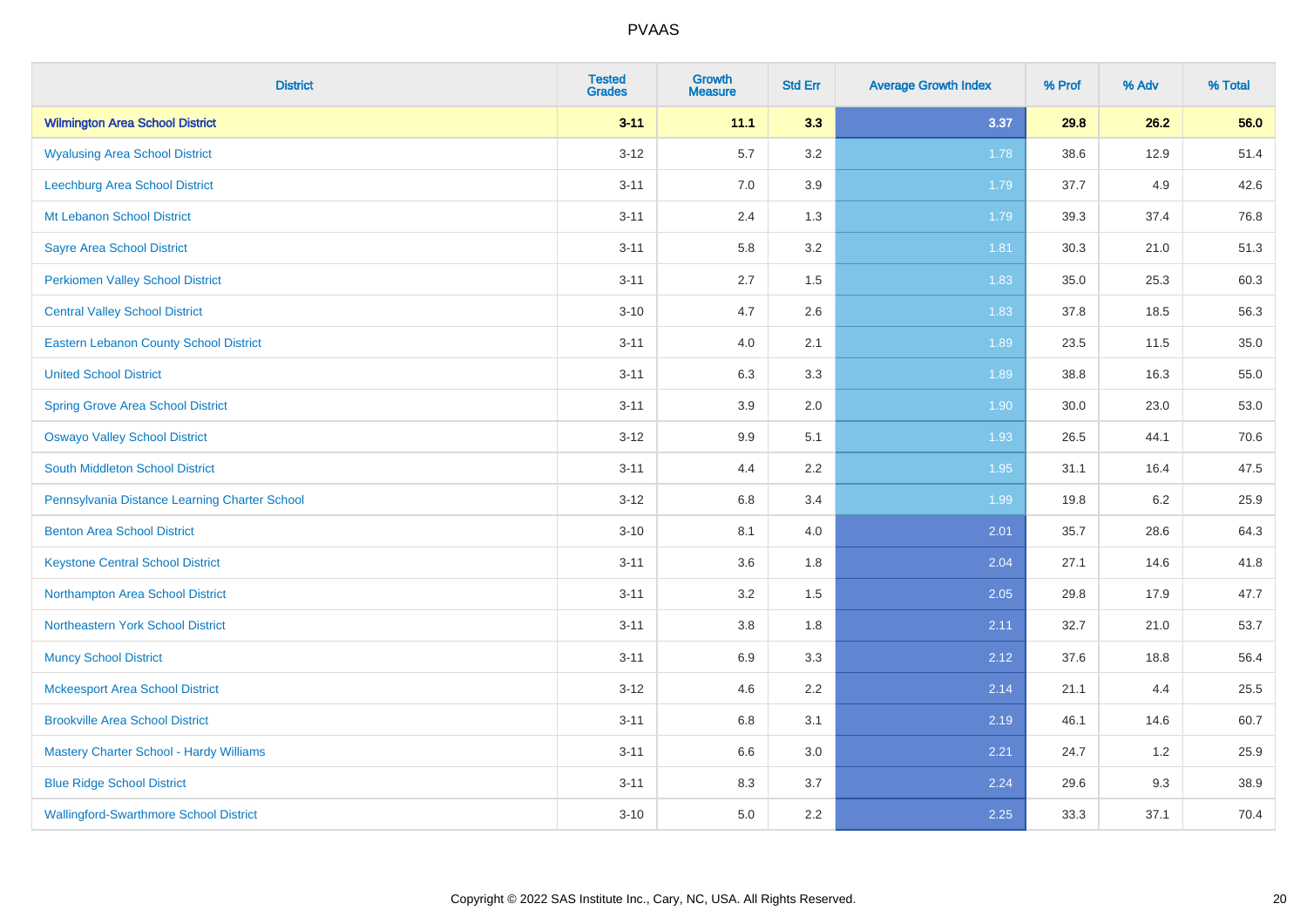PVAAS

| District | Tested Grades | Growth Measure | Std Err | Average Growth Index | % Prof | % Adv | % Total |
|---|---|---|---|---|---|---|---|
| **Wilmington Area School District** | **3-11** | **11.1** | **3.3** | **3.37** | **29.8** | **26.2** | **56.0** |
| Wyalusing Area School District | 3-12 | 5.7 | 3.2 | 1.78 | 38.6 | 12.9 | 51.4 |
| Leechburg Area School District | 3-11 | 7.0 | 3.9 | 1.79 | 37.7 | 4.9 | 42.6 |
| Mt Lebanon School District | 3-11 | 2.4 | 1.3 | 1.79 | 39.3 | 37.4 | 76.8 |
| Sayre Area School District | 3-11 | 5.8 | 3.2 | 1.81 | 30.3 | 21.0 | 51.3 |
| Perkiomen Valley School District | 3-11 | 2.7 | 1.5 | 1.83 | 35.0 | 25.3 | 60.3 |
| Central Valley School District | 3-10 | 4.7 | 2.6 | 1.83 | 37.8 | 18.5 | 56.3 |
| Eastern Lebanon County School District | 3-11 | 4.0 | 2.1 | 1.89 | 23.5 | 11.5 | 35.0 |
| United School District | 3-11 | 6.3 | 3.3 | 1.89 | 38.8 | 16.3 | 55.0 |
| Spring Grove Area School District | 3-11 | 3.9 | 2.0 | 1.90 | 30.0 | 23.0 | 53.0 |
| Oswayo Valley School District | 3-12 | 9.9 | 5.1 | 1.93 | 26.5 | 44.1 | 70.6 |
| South Middleton School District | 3-11 | 4.4 | 2.2 | 1.95 | 31.1 | 16.4 | 47.5 |
| Pennsylvania Distance Learning Charter School | 3-12 | 6.8 | 3.4 | 1.99 | 19.8 | 6.2 | 25.9 |
| Benton Area School District | 3-10 | 8.1 | 4.0 | 2.01 | 35.7 | 28.6 | 64.3 |
| Keystone Central School District | 3-11 | 3.6 | 1.8 | 2.04 | 27.1 | 14.6 | 41.8 |
| Northampton Area School District | 3-11 | 3.2 | 1.5 | 2.05 | 29.8 | 17.9 | 47.7 |
| Northeastern York School District | 3-11 | 3.8 | 1.8 | 2.11 | 32.7 | 21.0 | 53.7 |
| Muncy School District | 3-11 | 6.9 | 3.3 | 2.12 | 37.6 | 18.8 | 56.4 |
| Mckeesport Area School District | 3-12 | 4.6 | 2.2 | 2.14 | 21.1 | 4.4 | 25.5 |
| Brookville Area School District | 3-11 | 6.8 | 3.1 | 2.19 | 46.1 | 14.6 | 60.7 |
| Mastery Charter School - Hardy Williams | 3-11 | 6.6 | 3.0 | 2.21 | 24.7 | 1.2 | 25.9 |
| Blue Ridge School District | 3-11 | 8.3 | 3.7 | 2.24 | 29.6 | 9.3 | 38.9 |
| Wallingford-Swarthmore School District | 3-10 | 5.0 | 2.2 | 2.25 | 33.3 | 37.1 | 70.4 |

Copyright © 2022 SAS Institute Inc., Cary, NC, USA. All Rights Reserved.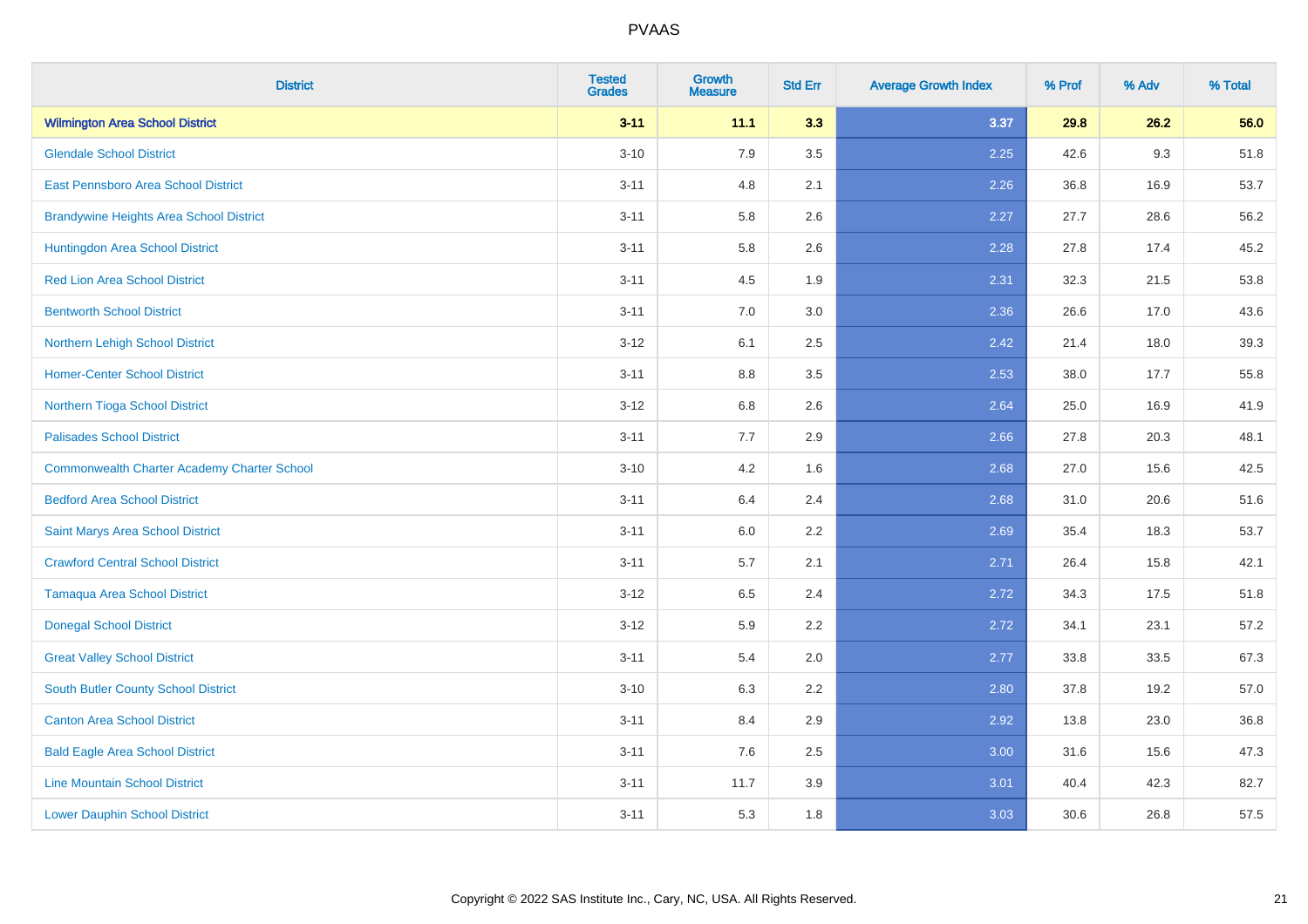| District | Tested Grades | Growth Measure | Std Err | Average Growth Index | % Prof | % Adv | % Total |
|---|---|---|---|---|---|---|---|
| **Wilmington Area School District** | **3-11** | **11.1** | **3.3** | **3.37** | **29.8** | **26.2** | **56.0** |
| Glendale School District | 3-10 | 7.9 | 3.5 | 2.25 | 42.6 | 9.3 | 51.8 |
| East Pennsboro Area School District | 3-11 | 4.8 | 2.1 | 2.26 | 36.8 | 16.9 | 53.7 |
| Brandywine Heights Area School District | 3-11 | 5.8 | 2.6 | 2.27 | 27.7 | 28.6 | 56.2 |
| Huntingdon Area School District | 3-11 | 5.8 | 2.6 | 2.28 | 27.8 | 17.4 | 45.2 |
| Red Lion Area School District | 3-11 | 4.5 | 1.9 | 2.31 | 32.3 | 21.5 | 53.8 |
| Bentworth School District | 3-11 | 7.0 | 3.0 | 2.36 | 26.6 | 17.0 | 43.6 |
| Northern Lehigh School District | 3-12 | 6.1 | 2.5 | 2.42 | 21.4 | 18.0 | 39.3 |
| Homer-Center School District | 3-11 | 8.8 | 3.5 | 2.53 | 38.0 | 17.7 | 55.8 |
| Northern Tioga School District | 3-12 | 6.8 | 2.6 | 2.64 | 25.0 | 16.9 | 41.9 |
| Palisades School District | 3-11 | 7.7 | 2.9 | 2.66 | 27.8 | 20.3 | 48.1 |
| Commonwealth Charter Academy Charter School | 3-10 | 4.2 | 1.6 | 2.68 | 27.0 | 15.6 | 42.5 |
| Bedford Area School District | 3-11 | 6.4 | 2.4 | 2.68 | 31.0 | 20.6 | 51.6 |
| Saint Marys Area School District | 3-11 | 6.0 | 2.2 | 2.69 | 35.4 | 18.3 | 53.7 |
| Crawford Central School District | 3-11 | 5.7 | 2.1 | 2.71 | 26.4 | 15.8 | 42.1 |
| Tamaqua Area School District | 3-12 | 6.5 | 2.4 | 2.72 | 34.3 | 17.5 | 51.8 |
| Donegal School District | 3-12 | 5.9 | 2.2 | 2.72 | 34.1 | 23.1 | 57.2 |
| Great Valley School District | 3-11 | 5.4 | 2.0 | 2.77 | 33.8 | 33.5 | 67.3 |
| South Butler County School District | 3-10 | 6.3 | 2.2 | 2.80 | 37.8 | 19.2 | 57.0 |
| Canton Area School District | 3-11 | 8.4 | 2.9 | 2.92 | 13.8 | 23.0 | 36.8 |
| Bald Eagle Area School District | 3-11 | 7.6 | 2.5 | 3.00 | 31.6 | 15.6 | 47.3 |
| Line Mountain School District | 3-11 | 11.7 | 3.9 | 3.01 | 40.4 | 42.3 | 82.7 |
| Lower Dauphin School District | 3-11 | 5.3 | 1.8 | 3.03 | 30.6 | 26.8 | 57.5 |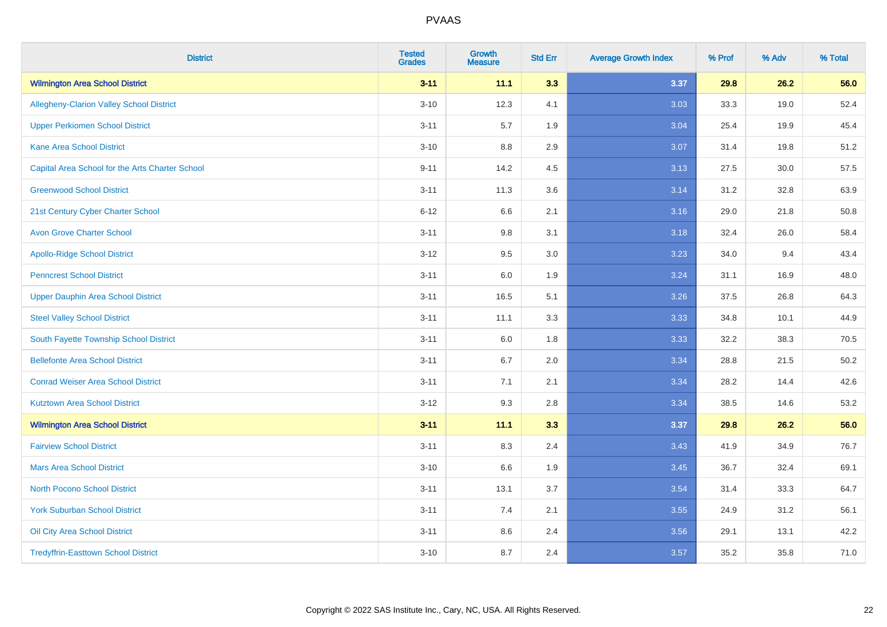| District | Tested Grades | Growth Measure | Std Err | Average Growth Index | % Prof | % Adv | % Total |
|---|---|---|---|---|---|---|---|
| **Wilmington Area School District** | **3-11** | **11.1** | **3.3** | **3.37** | **29.8** | **26.2** | **56.0** |
| Allegheny-Clarion Valley School District | 3-10 | 12.3 | 4.1 | 3.03 | 33.3 | 19.0 | 52.4 |
| Upper Perkiomen School District | 3-11 | 5.7 | 1.9 | 3.04 | 25.4 | 19.9 | 45.4 |
| Kane Area School District | 3-10 | 8.8 | 2.9 | 3.07 | 31.4 | 19.8 | 51.2 |
| Capital Area School for the Arts Charter School | 9-11 | 14.2 | 4.5 | 3.13 | 27.5 | 30.0 | 57.5 |
| Greenwood School District | 3-11 | 11.3 | 3.6 | 3.14 | 31.2 | 32.8 | 63.9 |
| 21st Century Cyber Charter School | 6-12 | 6.6 | 2.1 | 3.16 | 29.0 | 21.8 | 50.8 |
| Avon Grove Charter School | 3-11 | 9.8 | 3.1 | 3.18 | 32.4 | 26.0 | 58.4 |
| Apollo-Ridge School District | 3-12 | 9.5 | 3.0 | 3.23 | 34.0 | 9.4 | 43.4 |
| Penncrest School District | 3-11 | 6.0 | 1.9 | 3.24 | 31.1 | 16.9 | 48.0 |
| Upper Dauphin Area School District | 3-11 | 16.5 | 5.1 | 3.26 | 37.5 | 26.8 | 64.3 |
| Steel Valley School District | 3-11 | 11.1 | 3.3 | 3.33 | 34.8 | 10.1 | 44.9 |
| South Fayette Township School District | 3-11 | 6.0 | 1.8 | 3.33 | 32.2 | 38.3 | 70.5 |
| Bellefonte Area School District | 3-11 | 6.7 | 2.0 | 3.34 | 28.8 | 21.5 | 50.2 |
| Conrad Weiser Area School District | 3-11 | 7.1 | 2.1 | 3.34 | 28.2 | 14.4 | 42.6 |
| Kutztown Area School District | 3-12 | 9.3 | 2.8 | 3.34 | 38.5 | 14.6 | 53.2 |
| **Wilmington Area School District** | **3-11** | **11.1** | **3.3** | **3.37** | **29.8** | **26.2** | **56.0** |
| Fairview School District | 3-11 | 8.3 | 2.4 | 3.43 | 41.9 | 34.9 | 76.7 |
| Mars Area School District | 3-10 | 6.6 | 1.9 | 3.45 | 36.7 | 32.4 | 69.1 |
| North Pocono School District | 3-11 | 13.1 | 3.7 | 3.54 | 31.4 | 33.3 | 64.7 |
| York Suburban School District | 3-11 | 7.4 | 2.1 | 3.55 | 24.9 | 31.2 | 56.1 |
| Oil City Area School District | 3-11 | 8.6 | 2.4 | 3.56 | 29.1 | 13.1 | 42.2 |
| Tredyffrin-Easttown School District | 3-10 | 8.7 | 2.4 | 3.57 | 35.2 | 35.8 | 71.0 |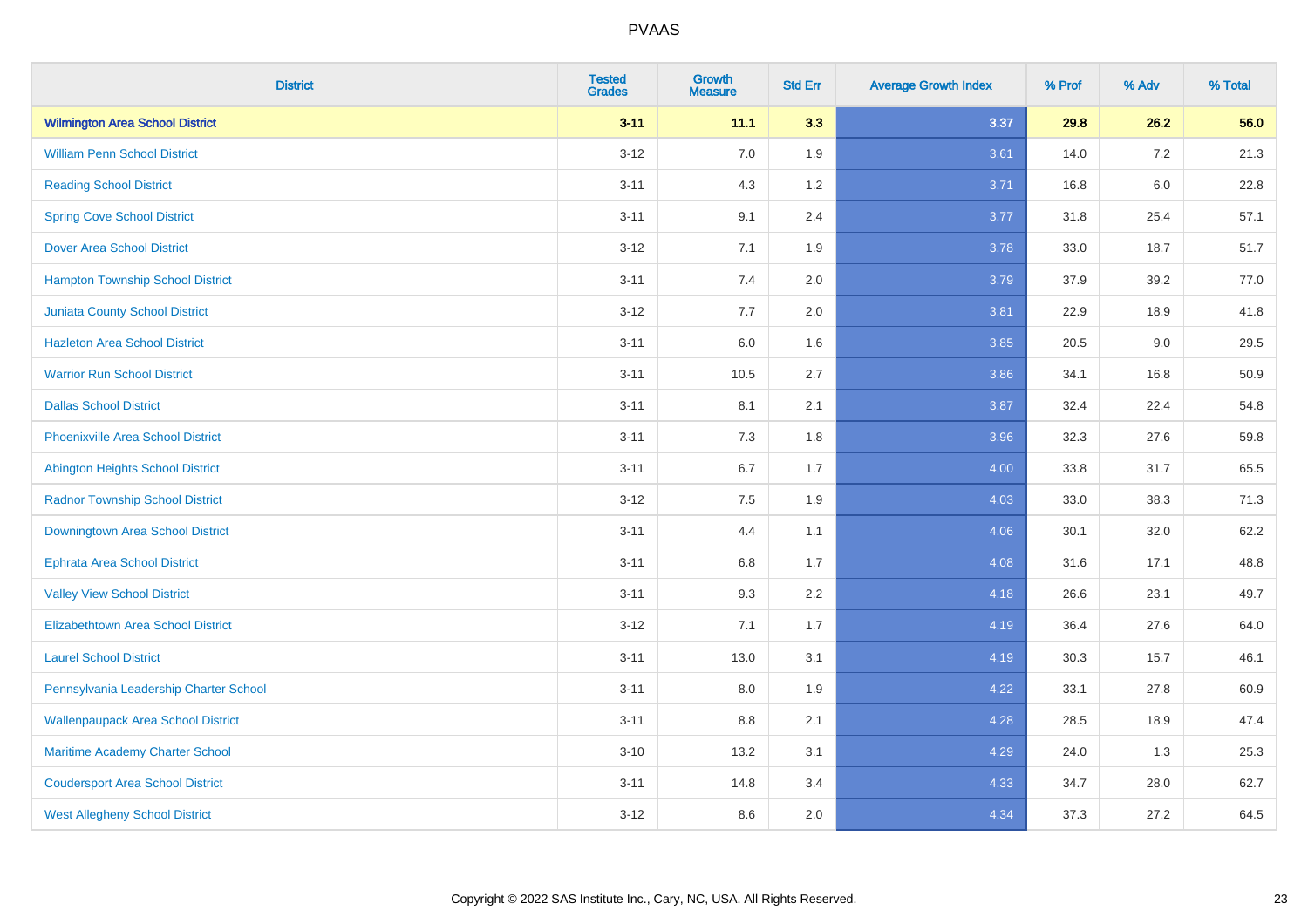| District | Tested Grades | Growth Measure | Std Err | Average Growth Index | % Prof | % Adv | % Total |
|---|---|---|---|---|---|---|---|
| **Wilmington Area School District** | **3-11** | **11.1** | **3.3** | **3.37** | **29.8** | **26.2** | **56.0** |
| William Penn School District | 3-12 | 7.0 | 1.9 | 3.61 | 14.0 | 7.2 | 21.3 |
| Reading School District | 3-11 | 4.3 | 1.2 | 3.71 | 16.8 | 6.0 | 22.8 |
| Spring Cove School District | 3-11 | 9.1 | 2.4 | 3.77 | 31.8 | 25.4 | 57.1 |
| Dover Area School District | 3-12 | 7.1 | 1.9 | 3.78 | 33.0 | 18.7 | 51.7 |
| Hampton Township School District | 3-11 | 7.4 | 2.0 | 3.79 | 37.9 | 39.2 | 77.0 |
| Juniata County School District | 3-12 | 7.7 | 2.0 | 3.81 | 22.9 | 18.9 | 41.8 |
| Hazleton Area School District | 3-11 | 6.0 | 1.6 | 3.85 | 20.5 | 9.0 | 29.5 |
| Warrior Run School District | 3-11 | 10.5 | 2.7 | 3.86 | 34.1 | 16.8 | 50.9 |
| Dallas School District | 3-11 | 8.1 | 2.1 | 3.87 | 32.4 | 22.4 | 54.8 |
| Phoenixville Area School District | 3-11 | 7.3 | 1.8 | 3.96 | 32.3 | 27.6 | 59.8 |
| Abington Heights School District | 3-11 | 6.7 | 1.7 | 4.00 | 33.8 | 31.7 | 65.5 |
| Radnor Township School District | 3-12 | 7.5 | 1.9 | 4.03 | 33.0 | 38.3 | 71.3 |
| Downingtown Area School District | 3-11 | 4.4 | 1.1 | 4.06 | 30.1 | 32.0 | 62.2 |
| Ephrata Area School District | 3-11 | 6.8 | 1.7 | 4.08 | 31.6 | 17.1 | 48.8 |
| Valley View School District | 3-11 | 9.3 | 2.2 | 4.18 | 26.6 | 23.1 | 49.7 |
| Elizabethtown Area School District | 3-12 | 7.1 | 1.7 | 4.19 | 36.4 | 27.6 | 64.0 |
| Laurel School District | 3-11 | 13.0 | 3.1 | 4.19 | 30.3 | 15.7 | 46.1 |
| Pennsylvania Leadership Charter School | 3-11 | 8.0 | 1.9 | 4.22 | 33.1 | 27.8 | 60.9 |
| Wallenpaupack Area School District | 3-11 | 8.8 | 2.1 | 4.28 | 28.5 | 18.9 | 47.4 |
| Maritime Academy Charter School | 3-10 | 13.2 | 3.1 | 4.29 | 24.0 | 1.3 | 25.3 |
| Coudersport Area School District | 3-11 | 14.8 | 3.4 | 4.33 | 34.7 | 28.0 | 62.7 |
| West Allegheny School District | 3-12 | 8.6 | 2.0 | 4.34 | 37.3 | 27.2 | 64.5 |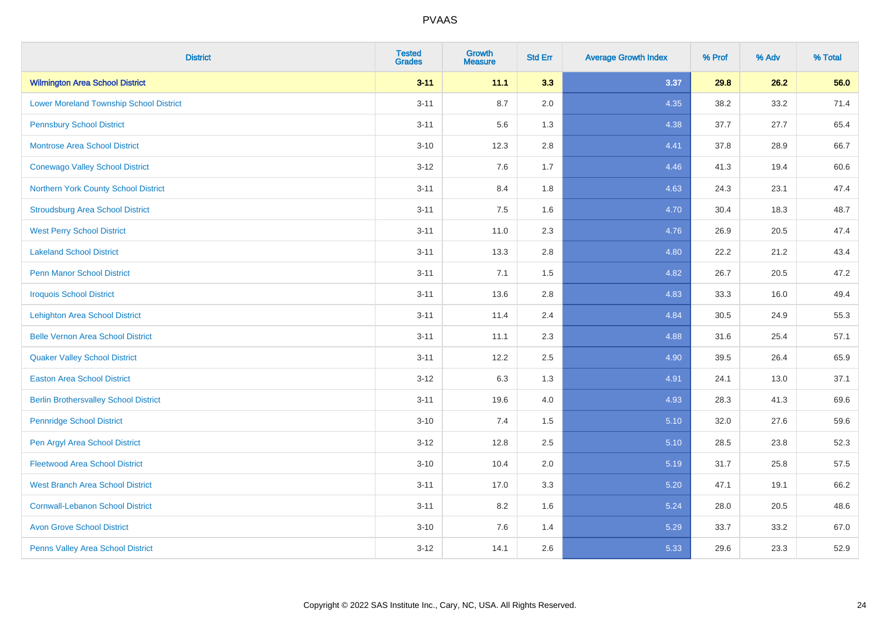# PVAAS

| District | Tested Grades | Growth Measure | Std Err | Average Growth Index | % Prof | % Adv | % Total |
|---|---|---|---|---|---|---|---|
| **Wilmington Area School District** | **3-11** | **11.1** | **3.3** | **3.37** | **29.8** | **26.2** | **56.0** |
| Lower Moreland Township School District | 3-11 | 8.7 | 2.0 | 4.35 | 38.2 | 33.2 | 71.4 |
| Pennsbury School District | 3-11 | 5.6 | 1.3 | 4.38 | 37.7 | 27.7 | 65.4 |
| Montrose Area School District | 3-10 | 12.3 | 2.8 | 4.41 | 37.8 | 28.9 | 66.7 |
| Conewago Valley School District | 3-12 | 7.6 | 1.7 | 4.46 | 41.3 | 19.4 | 60.6 |
| Northern York County School District | 3-11 | 8.4 | 1.8 | 4.63 | 24.3 | 23.1 | 47.4 |
| Stroudsburg Area School District | 3-11 | 7.5 | 1.6 | 4.70 | 30.4 | 18.3 | 48.7 |
| West Perry School District | 3-11 | 11.0 | 2.3 | 4.76 | 26.9 | 20.5 | 47.4 |
| Lakeland School District | 3-11 | 13.3 | 2.8 | 4.80 | 22.2 | 21.2 | 43.4 |
| Penn Manor School District | 3-11 | 7.1 | 1.5 | 4.82 | 26.7 | 20.5 | 47.2 |
| Iroquois School District | 3-11 | 13.6 | 2.8 | 4.83 | 33.3 | 16.0 | 49.4 |
| Lehighton Area School District | 3-11 | 11.4 | 2.4 | 4.84 | 30.5 | 24.9 | 55.3 |
| Belle Vernon Area School District | 3-11 | 11.1 | 2.3 | 4.88 | 31.6 | 25.4 | 57.1 |
| Quaker Valley School District | 3-11 | 12.2 | 2.5 | 4.90 | 39.5 | 26.4 | 65.9 |
| Easton Area School District | 3-12 | 6.3 | 1.3 | 4.91 | 24.1 | 13.0 | 37.1 |
| Berlin Brothersvalley School District | 3-11 | 19.6 | 4.0 | 4.93 | 28.3 | 41.3 | 69.6 |
| Pennridge School District | 3-10 | 7.4 | 1.5 | 5.10 | 32.0 | 27.6 | 59.6 |
| Pen Argyl Area School District | 3-12 | 12.8 | 2.5 | 5.10 | 28.5 | 23.8 | 52.3 |
| Fleetwood Area School District | 3-10 | 10.4 | 2.0 | 5.19 | 31.7 | 25.8 | 57.5 |
| West Branch Area School District | 3-11 | 17.0 | 3.3 | 5.20 | 47.1 | 19.1 | 66.2 |
| Cornwall-Lebanon School District | 3-11 | 8.2 | 1.6 | 5.24 | 28.0 | 20.5 | 48.6 |
| Avon Grove School District | 3-10 | 7.6 | 1.4 | 5.29 | 33.7 | 33.2 | 67.0 |
| Penns Valley Area School District | 3-12 | 14.1 | 2.6 | 5.33 | 29.6 | 23.3 | 52.9 |

Copyright © 2022 SAS Institute Inc., Cary, NC, USA. All Rights Reserved.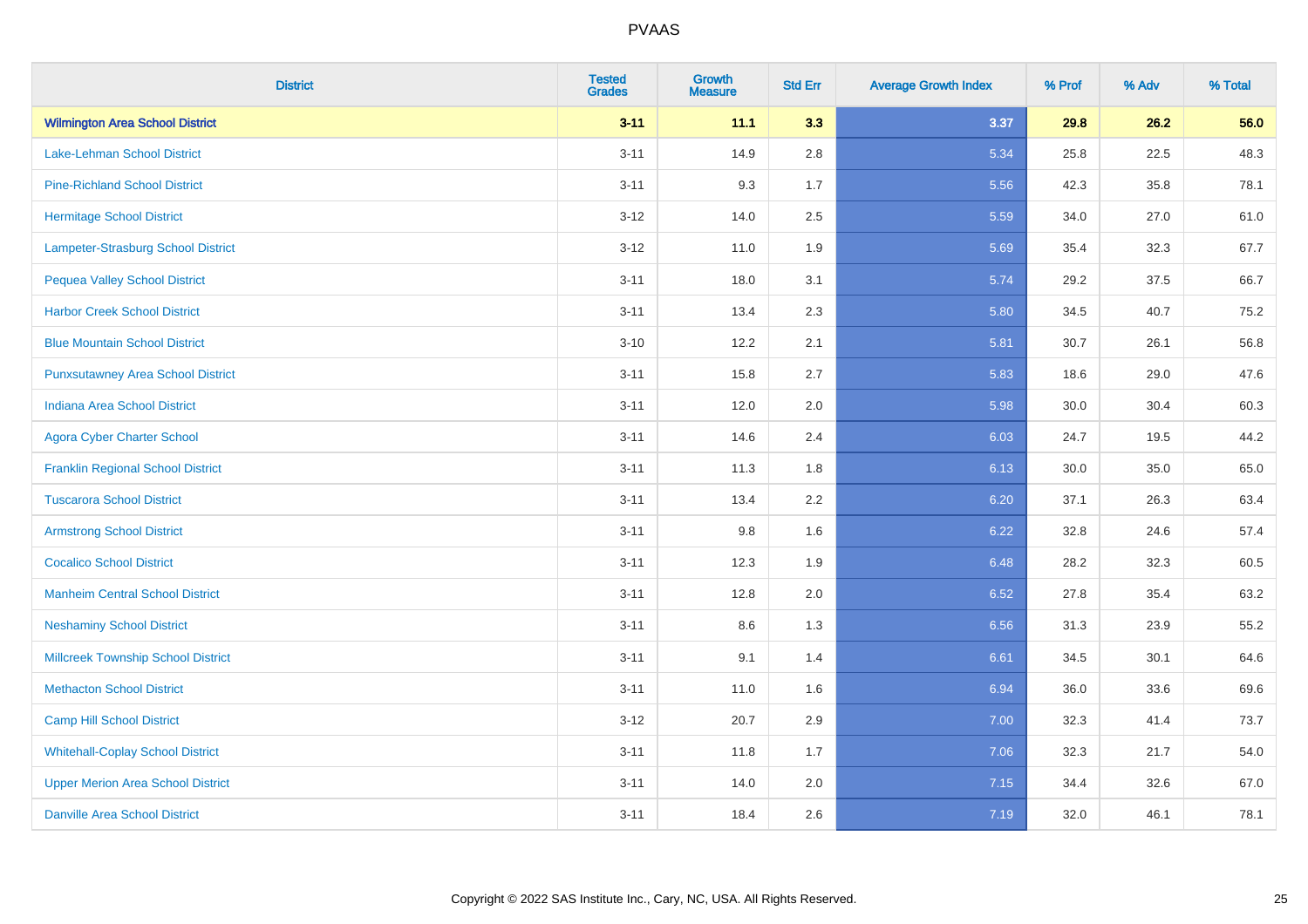| District | Tested Grades | Growth Measure | Std Err | Average Growth Index | % Prof | % Adv | % Total |
|---|---|---|---|---|---|---|---|
| **Wilmington Area School District** | **3-11** | **11.1** | **3.3** | **3.37** | **29.8** | **26.2** | **56.0** |
| Lake-Lehman School District | 3-11 | 14.9 | 2.8 | 5.34 | 25.8 | 22.5 | 48.3 |
| Pine-Richland School District | 3-11 | 9.3 | 1.7 | 5.56 | 42.3 | 35.8 | 78.1 |
| Hermitage School District | 3-12 | 14.0 | 2.5 | 5.59 | 34.0 | 27.0 | 61.0 |
| Lampeter-Strasburg School District | 3-12 | 11.0 | 1.9 | 5.69 | 35.4 | 32.3 | 67.7 |
| Pequea Valley School District | 3-11 | 18.0 | 3.1 | 5.74 | 29.2 | 37.5 | 66.7 |
| Harbor Creek School District | 3-11 | 13.4 | 2.3 | 5.80 | 34.5 | 40.7 | 75.2 |
| Blue Mountain School District | 3-10 | 12.2 | 2.1 | 5.81 | 30.7 | 26.1 | 56.8 |
| Punxsutawney Area School District | 3-11 | 15.8 | 2.7 | 5.83 | 18.6 | 29.0 | 47.6 |
| Indiana Area School District | 3-11 | 12.0 | 2.0 | 5.98 | 30.0 | 30.4 | 60.3 |
| Agora Cyber Charter School | 3-11 | 14.6 | 2.4 | 6.03 | 24.7 | 19.5 | 44.2 |
| Franklin Regional School District | 3-11 | 11.3 | 1.8 | 6.13 | 30.0 | 35.0 | 65.0 |
| Tuscarora School District | 3-11 | 13.4 | 2.2 | 6.20 | 37.1 | 26.3 | 63.4 |
| Armstrong School District | 3-11 | 9.8 | 1.6 | 6.22 | 32.8 | 24.6 | 57.4 |
| Cocalico School District | 3-11 | 12.3 | 1.9 | 6.48 | 28.2 | 32.3 | 60.5 |
| Manheim Central School District | 3-11 | 12.8 | 2.0 | 6.52 | 27.8 | 35.4 | 63.2 |
| Neshaminy School District | 3-11 | 8.6 | 1.3 | 6.56 | 31.3 | 23.9 | 55.2 |
| Millcreek Township School District | 3-11 | 9.1 | 1.4 | 6.61 | 34.5 | 30.1 | 64.6 |
| Methacton School District | 3-11 | 11.0 | 1.6 | 6.94 | 36.0 | 33.6 | 69.6 |
| Camp Hill School District | 3-12 | 20.7 | 2.9 | 7.00 | 32.3 | 41.4 | 73.7 |
| Whitehall-Coplay School District | 3-11 | 11.8 | 1.7 | 7.06 | 32.3 | 21.7 | 54.0 |
| Upper Merion Area School District | 3-11 | 14.0 | 2.0 | 7.15 | 34.4 | 32.6 | 67.0 |
| Danville Area School District | 3-11 | 18.4 | 2.6 | 7.19 | 32.0 | 46.1 | 78.1 |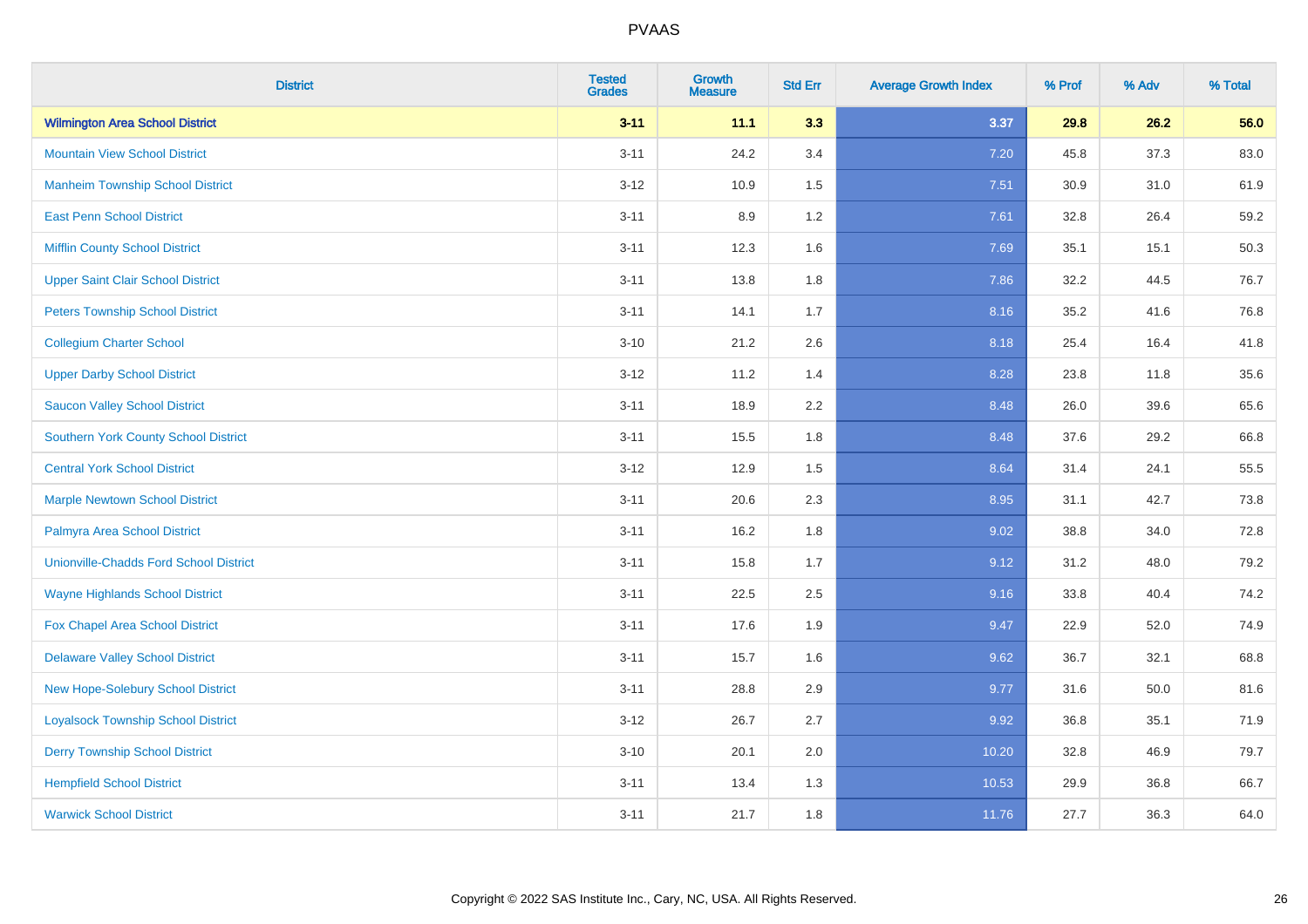| District | Tested Grades | Growth Measure | Std Err | Average Growth Index | % Prof | % Adv | % Total |
|---|---|---|---|---|---|---|---|
| **Wilmington Area School District** | **3-11** | **11.1** | **3.3** | **3.37** | **29.8** | **26.2** | **56.0** |
| Mountain View School District | 3-11 | 24.2 | 3.4 | 7.20 | 45.8 | 37.3 | 83.0 |
| Manheim Township School District | 3-12 | 10.9 | 1.5 | 7.51 | 30.9 | 31.0 | 61.9 |
| East Penn School District | 3-11 | 8.9 | 1.2 | 7.61 | 32.8 | 26.4 | 59.2 |
| Mifflin County School District | 3-11 | 12.3 | 1.6 | 7.69 | 35.1 | 15.1 | 50.3 |
| Upper Saint Clair School District | 3-11 | 13.8 | 1.8 | 7.86 | 32.2 | 44.5 | 76.7 |
| Peters Township School District | 3-11 | 14.1 | 1.7 | 8.16 | 35.2 | 41.6 | 76.8 |
| Collegium Charter School | 3-10 | 21.2 | 2.6 | 8.18 | 25.4 | 16.4 | 41.8 |
| Upper Darby School District | 3-12 | 11.2 | 1.4 | 8.28 | 23.8 | 11.8 | 35.6 |
| Saucon Valley School District | 3-11 | 18.9 | 2.2 | 8.48 | 26.0 | 39.6 | 65.6 |
| Southern York County School District | 3-11 | 15.5 | 1.8 | 8.48 | 37.6 | 29.2 | 66.8 |
| Central York School District | 3-12 | 12.9 | 1.5 | 8.64 | 31.4 | 24.1 | 55.5 |
| Marple Newtown School District | 3-11 | 20.6 | 2.3 | 8.95 | 31.1 | 42.7 | 73.8 |
| Palmyra Area School District | 3-11 | 16.2 | 1.8 | 9.02 | 38.8 | 34.0 | 72.8 |
| Unionville-Chadds Ford School District | 3-11 | 15.8 | 1.7 | 9.12 | 31.2 | 48.0 | 79.2 |
| Wayne Highlands School District | 3-11 | 22.5 | 2.5 | 9.16 | 33.8 | 40.4 | 74.2 |
| Fox Chapel Area School District | 3-11 | 17.6 | 1.9 | 9.47 | 22.9 | 52.0 | 74.9 |
| Delaware Valley School District | 3-11 | 15.7 | 1.6 | 9.62 | 36.7 | 32.1 | 68.8 |
| New Hope-Solebury School District | 3-11 | 28.8 | 2.9 | 9.77 | 31.6 | 50.0 | 81.6 |
| Loyalsock Township School District | 3-12 | 26.7 | 2.7 | 9.92 | 36.8 | 35.1 | 71.9 |
| Derry Township School District | 3-10 | 20.1 | 2.0 | 10.20 | 32.8 | 46.9 | 79.7 |
| Hempfield School District | 3-11 | 13.4 | 1.3 | 10.53 | 29.9 | 36.8 | 66.7 |
| Warwick School District | 3-11 | 21.7 | 1.8 | 11.76 | 27.7 | 36.3 | 64.0 |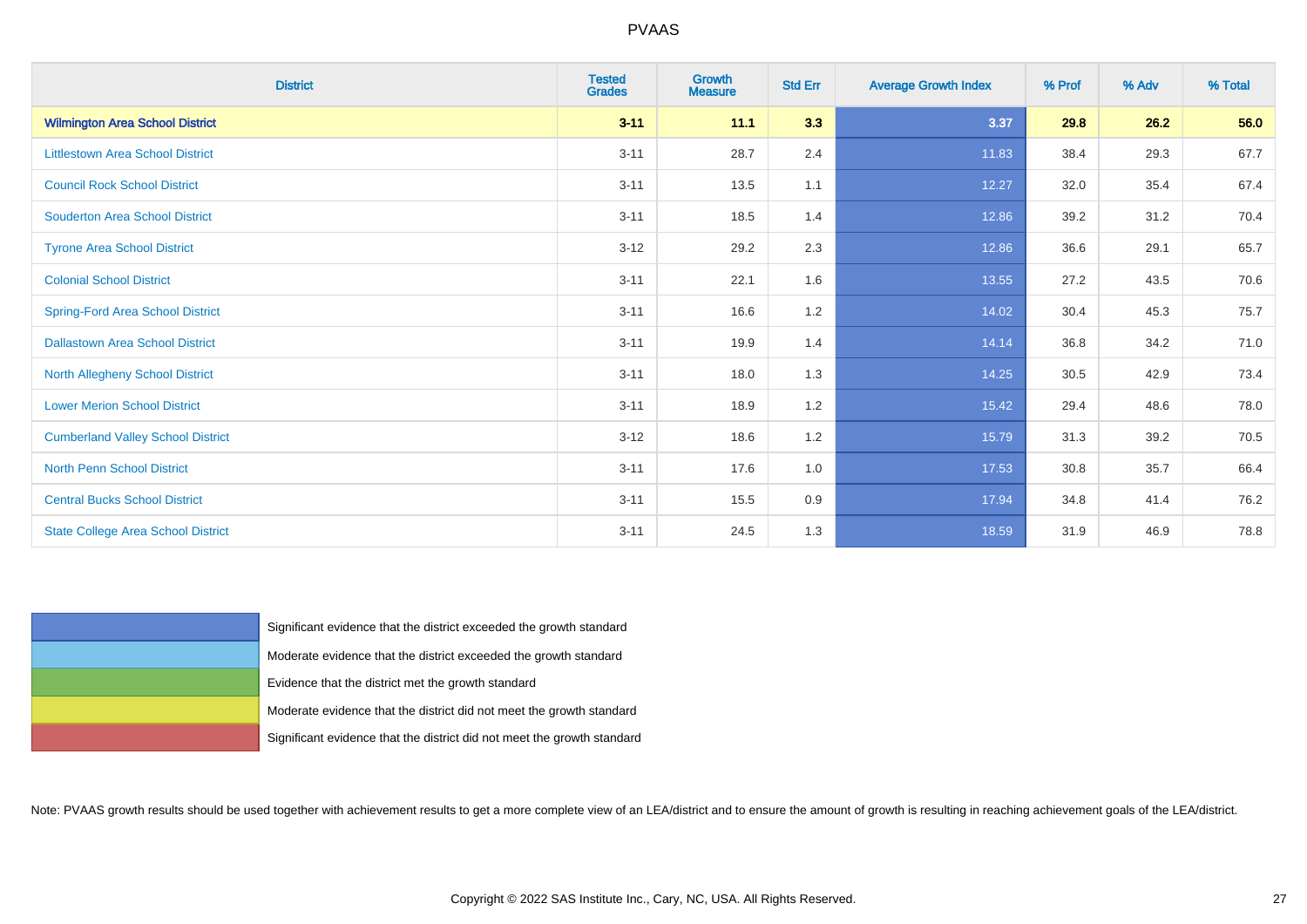PVAAS

| District | Tested Grades | Growth Measure | Std Err | Average Growth Index | % Prof | % Adv | % Total |
|---|---|---|---|---|---|---|---|
| **Wilmington Area School District** | **3-11** | **11.1** | **3.3** | **3.37** | **29.8** | **26.2** | **56.0** |
| Littlestown Area School District | 3-11 | 28.7 | 2.4 | 11.83 | 38.4 | 29.3 | 67.7 |
| Council Rock School District | 3-11 | 13.5 | 1.1 | 12.27 | 32.0 | 35.4 | 67.4 |
| Souderton Area School District | 3-11 | 18.5 | 1.4 | 12.86 | 39.2 | 31.2 | 70.4 |
| Tyrone Area School District | 3-12 | 29.2 | 2.3 | 12.86 | 36.6 | 29.1 | 65.7 |
| Colonial School District | 3-11 | 22.1 | 1.6 | 13.55 | 27.2 | 43.5 | 70.6 |
| Spring-Ford Area School District | 3-11 | 16.6 | 1.2 | 14.02 | 30.4 | 45.3 | 75.7 |
| Dallastown Area School District | 3-11 | 19.9 | 1.4 | 14.14 | 36.8 | 34.2 | 71.0 |
| North Allegheny School District | 3-11 | 18.0 | 1.3 | 14.25 | 30.5 | 42.9 | 73.4 |
| Lower Merion School District | 3-11 | 18.9 | 1.2 | 15.42 | 29.4 | 48.6 | 78.0 |
| Cumberland Valley School District | 3-12 | 18.6 | 1.2 | 15.79 | 31.3 | 39.2 | 70.5 |
| North Penn School District | 3-11 | 17.6 | 1.0 | 17.53 | 30.8 | 35.7 | 66.4 |
| Central Bucks School District | 3-11 | 15.5 | 0.9 | 17.94 | 34.8 | 41.4 | 76.2 |
| State College Area School District | 3-11 | 24.5 | 1.3 | 18.59 | 31.9 | 46.9 | 78.8 |

- Significant evidence that the district exceeded the growth standard
- Moderate evidence that the district exceeded the growth standard
- Evidence that the district met the growth standard
- Moderate evidence that the district did not meet the growth standard
- Significant evidence that the district did not meet the growth standard

Note: PVAAS growth results should be used together with achievement results to get a more complete view of an LEA/district and to ensure the amount of growth is resulting in reaching achievement goals of the LEA/district.

Copyright © 2022 SAS Institute Inc., Cary, NC, USA. All Rights Reserved.